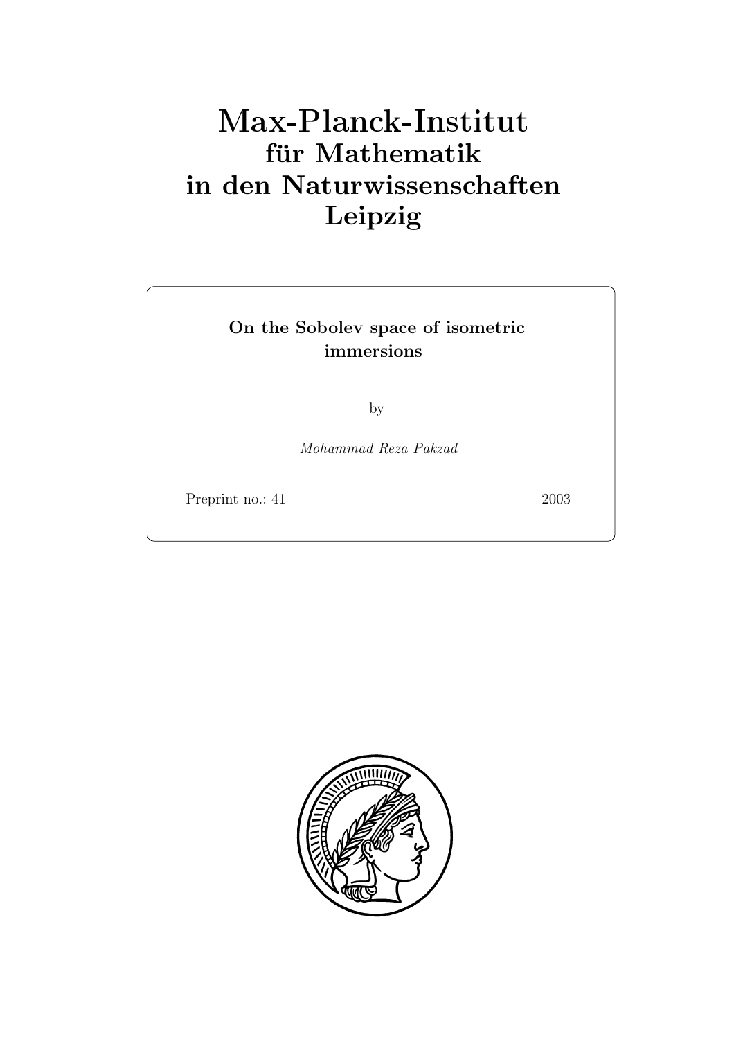# Max-Planck-Institut
## für Mathematik
## in den Naturwissenschaften
## Leipzig

**On the Sobolev space of isometric immersions**

by

*Mohammad Reza Pakzad*

Preprint no.: 41 2003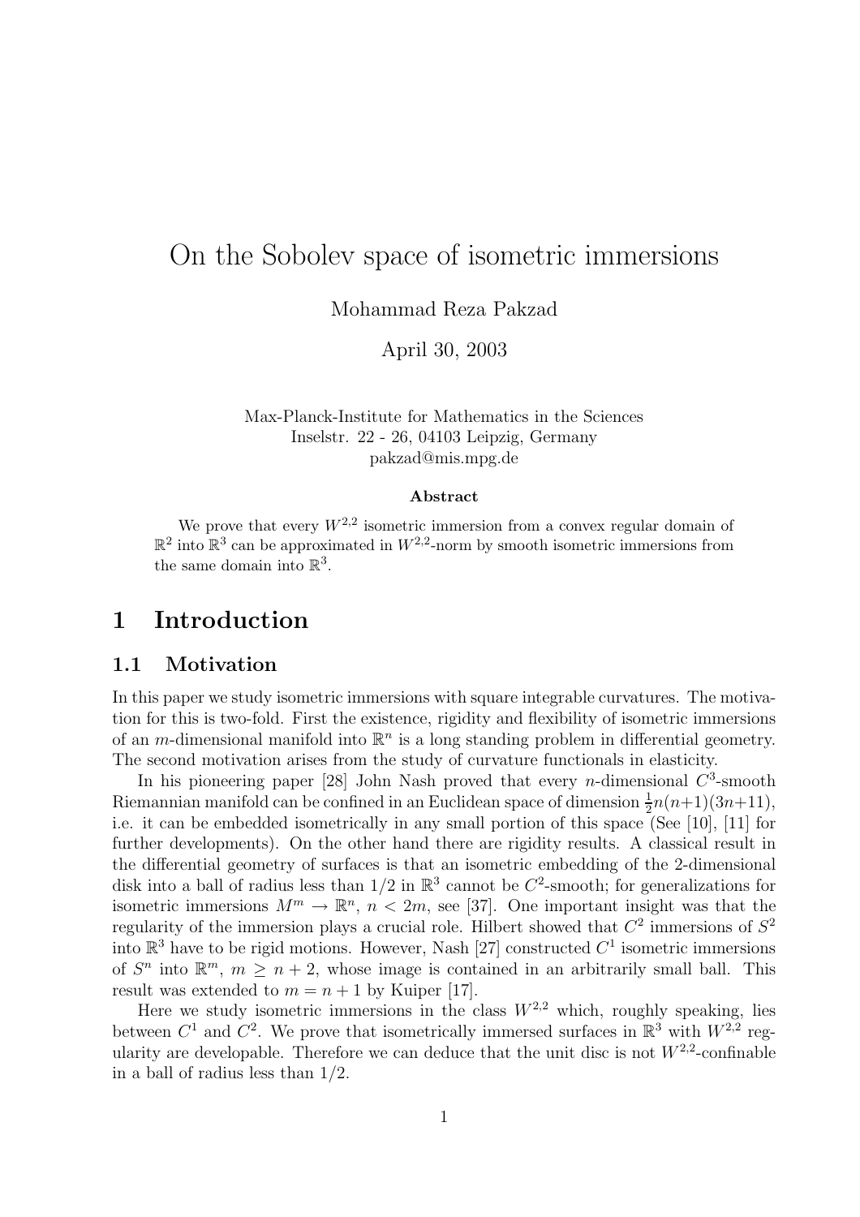# On the Sobolev space of isometric immersions

Mohammad Reza Pakzad

April 30, 2003

Max-Planck-Institute for Mathematics in the Sciences
Inselstr. 22 - 26, 04103 Leipzig, Germany
pakzad@mis.mpg.de

**Abstract**

We prove that every $W^{2,2}$ isometric immersion from a convex regular domain of $\mathbb{R}^2$ into $\mathbb{R}^3$ can be approximated in $W^{2,2}$-norm by smooth isometric immersions from the same domain into $\mathbb{R}^3$.

## 1 Introduction

### 1.1 Motivation

In this paper we study isometric immersions with square integrable curvatures. The motivation for this is two-fold. First the existence, rigidity and flexibility of isometric immersions of an $m$-dimensional manifold into $\mathbb{R}^n$ is a long standing problem in differential geometry. The second motivation arises from the study of curvature functionals in elasticity.

In his pioneering paper [28] John Nash proved that every $n$-dimensional $C^3$-smooth Riemannian manifold can be confined in an Euclidean space of dimension $\frac{1}{2}n(n+1)(3n+11)$, i.e. it can be embedded isometrically in any small portion of this space (See [10], [11] for further developments). On the other hand there are rigidity results. A classical result in the differential geometry of surfaces is that an isometric embedding of the 2-dimensional disk into a ball of radius less than $1/2$ in $\mathbb{R}^3$ cannot be $C^2$-smooth; for generalizations for isometric immersions $M^m \to \mathbb{R}^n$, $n < 2m$, see [37]. One important insight was that the regularity of the immersion plays a crucial role. Hilbert showed that $C^2$ immersions of $S^2$ into $\mathbb{R}^3$ have to be rigid motions. However, Nash [27] constructed $C^1$ isometric immersions of $S^n$ into $\mathbb{R}^m$, $m \geq n+2$, whose image is contained in an arbitrarily small ball. This result was extended to $m = n+1$ by Kuiper [17].

Here we study isometric immersions in the class $W^{2,2}$ which, roughly speaking, lies between $C^1$ and $C^2$. We prove that isometrically immersed surfaces in $\mathbb{R}^3$ with $W^{2,2}$ regularity are developable. Therefore we can deduce that the unit disc is not $W^{2,2}$-confinable in a ball of radius less than $1/2$.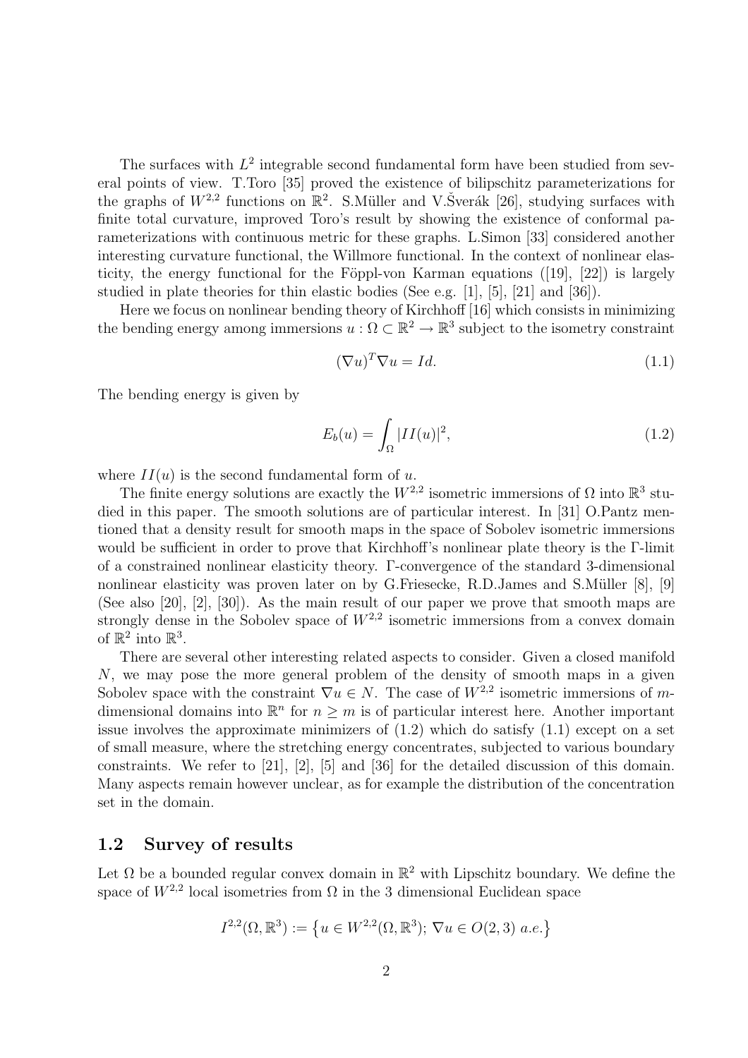The surfaces with $L^2$ integrable second fundamental form have been studied from several points of view. T.Toro [35] proved the existence of bilipschitz parameterizations for the graphs of $W^{2,2}$ functions on $\mathbb{R}^2$. S.Müller and V.Šverák [26], studying surfaces with finite total curvature, improved Toro's result by showing the existence of conformal parameterizations with continuous metric for these graphs. L.Simon [33] considered another interesting curvature functional, the Willmore functional. In the context of nonlinear elasticity, the energy functional for the Föppl-von Karman equations ([19], [22]) is largely studied in plate theories for thin elastic bodies (See e.g. [1], [5], [21] and [36]).

Here we focus on nonlinear bending theory of Kirchhoff [16] which consists in minimizing the bending energy among immersions $u : \Omega \subset \mathbb{R}^2 \to \mathbb{R}^3$ subject to the isometry constraint

$$(\nabla u)^T \nabla u = Id. \tag{1.1}$$

The bending energy is given by

$$E_b(u) = \int_\Omega |II(u)|^2, \tag{1.2}$$

where $II(u)$ is the second fundamental form of $u$.

The finite energy solutions are exactly the $W^{2,2}$ isometric immersions of $\Omega$ into $\mathbb{R}^3$ studied in this paper. The smooth solutions are of particular interest. In [31] O.Pantz mentioned that a density result for smooth maps in the space of Sobolev isometric immersions would be sufficient in order to prove that Kirchhoff's nonlinear plate theory is the $\Gamma$-limit of a constrained nonlinear elasticity theory. $\Gamma$-convergence of the standard 3-dimensional nonlinear elasticity was proven later on by G.Friesecke, R.D.James and S.Müller [8], [9] (See also [20], [2], [30]). As the main result of our paper we prove that smooth maps are strongly dense in the Sobolev space of $W^{2,2}$ isometric immersions from a convex domain of $\mathbb{R}^2$ into $\mathbb{R}^3$.

There are several other interesting related aspects to consider. Given a closed manifold $N$, we may pose the more general problem of the density of smooth maps in a given Sobolev space with the constraint $\nabla u \in N$. The case of $W^{2,2}$ isometric immersions of $m$-dimensional domains into $\mathbb{R}^n$ for $n \geq m$ is of particular interest here. Another important issue involves the approximate minimizers of (1.2) which do satisfy (1.1) except on a set of small measure, where the stretching energy concentrates, subjected to various boundary constraints. We refer to [21], [2], [5] and [36] for the detailed discussion of this domain. Many aspects remain however unclear, as for example the distribution of the concentration set in the domain.

## 1.2 Survey of results

Let $\Omega$ be a bounded regular convex domain in $\mathbb{R}^2$ with Lipschitz boundary. We define the space of $W^{2,2}$ local isometries from $\Omega$ in the 3 dimensional Euclidean space

$$I^{2,2}(\Omega, \mathbb{R}^3) := \left\{ u \in W^{2,2}(\Omega, \mathbb{R}^3);\ \nabla u \in O(2,3)\ a.e. \right\}$$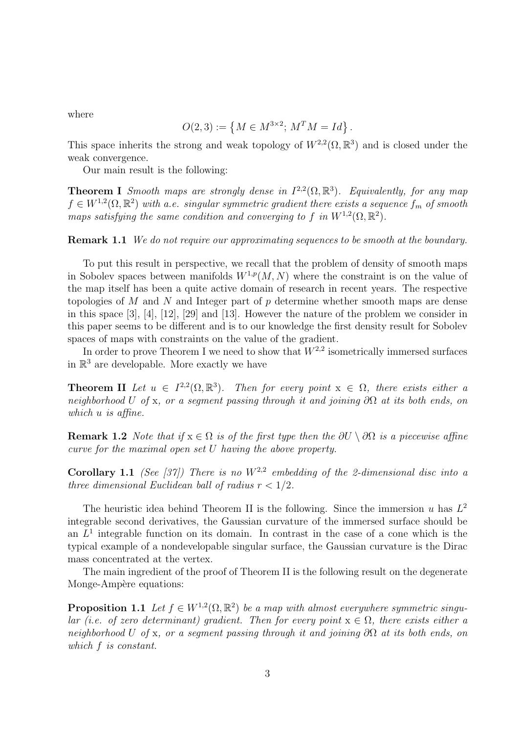where

$$O(2,3) := \left\{ M \in M^{3\times 2};\ M^T M = Id \right\}.$$

This space inherits the strong and weak topology of $W^{2,2}(\Omega, \mathbb{R}^3)$ and is closed under the weak convergence.

Our main result is the following:

**Theorem I** *Smooth maps are strongly dense in $I^{2,2}(\Omega, \mathbb{R}^3)$. Equivalently, for any map $f \in W^{1,2}(\Omega, \mathbb{R}^2)$ with a.e. singular symmetric gradient there exists a sequence $f_m$ of smooth maps satisfying the same condition and converging to $f$ in $W^{1,2}(\Omega, \mathbb{R}^2)$.*

**Remark 1.1** *We do not require our approximating sequences to be smooth at the boundary.*

To put this result in perspective, we recall that the problem of density of smooth maps in Sobolev spaces between manifolds $W^{1,p}(M, N)$ where the constraint is on the value of the map itself has been a quite active domain of research in recent years. The respective topologies of $M$ and $N$ and Integer part of $p$ determine whether smooth maps are dense in this space [3], [4], [12], [29] and [13]. However the nature of the problem we consider in this paper seems to be different and is to our knowledge the first density result for Sobolev spaces of maps with constraints on the value of the gradient.

In order to prove Theorem I we need to show that $W^{2,2}$ isometrically immersed surfaces in $\mathbb{R}^3$ are developable. More exactly we have

**Theorem II** *Let $u \in I^{2,2}(\Omega, \mathbb{R}^3)$. Then for every point $\mathrm{x} \in \Omega$, there exists either a neighborhood $U$ of $\mathrm{x}$, or a segment passing through it and joining $\partial\Omega$ at its both ends, on which $u$ is affine.*

**Remark 1.2** *Note that if $\mathrm{x} \in \Omega$ is of the first type then the $\partial U \setminus \partial\Omega$ is a piecewise affine curve for the maximal open set $U$ having the above property.*

**Corollary 1.1** *(See [37]) There is no $W^{2,2}$ embedding of the 2-dimensional disc into a three dimensional Euclidean ball of radius $r < 1/2$.*

The heuristic idea behind Theorem II is the following. Since the immersion $u$ has $L^2$ integrable second derivatives, the Gaussian curvature of the immersed surface should be an $L^1$ integrable function on its domain. In contrast in the case of a cone which is the typical example of a nondevelopable singular surface, the Gaussian curvature is the Dirac mass concentrated at the vertex.

The main ingredient of the proof of Theorem II is the following result on the degenerate Monge-Ampère equations:

**Proposition 1.1** *Let $f \in W^{1,2}(\Omega, \mathbb{R}^2)$ be a map with almost everywhere symmetric singular (i.e. of zero determinant) gradient. Then for every point $\mathrm{x} \in \Omega$, there exists either a neighborhood $U$ of $\mathrm{x}$, or a segment passing through it and joining $\partial\Omega$ at its both ends, on which $f$ is constant.*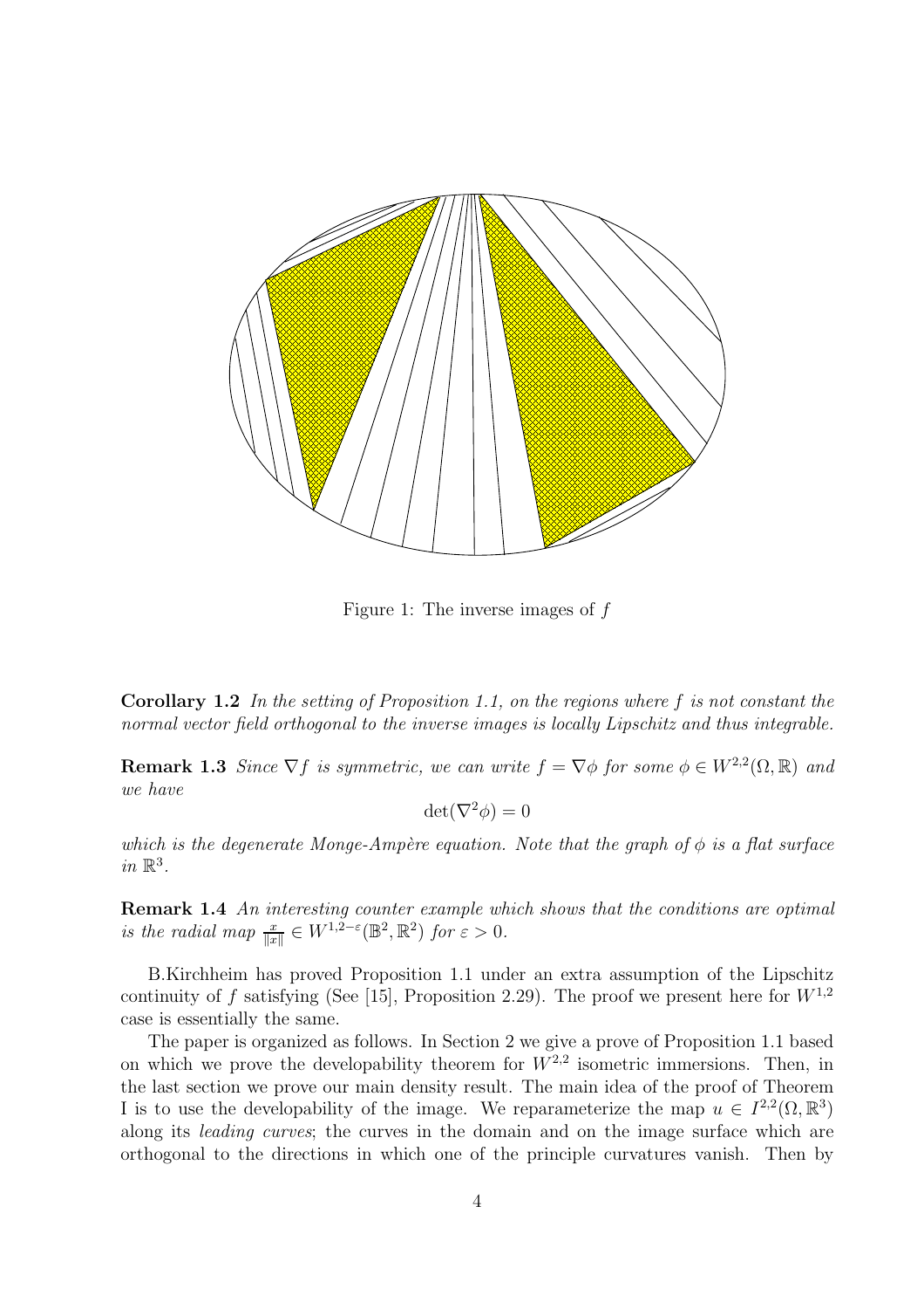Figure 1: The inverse images of $f$

**Corollary 1.2** *In the setting of Proposition 1.1, on the regions where $f$ is not constant the normal vector field orthogonal to the inverse images is locally Lipschitz and thus integrable.*

**Remark 1.3** *Since $\nabla f$ is symmetric, we can write $f = \nabla \phi$ for some $\phi \in W^{2,2}(\Omega, \mathbb{R})$ and we have*

$$\det(\nabla^2 \phi) = 0$$

*which is the degenerate Monge-Ampère equation. Note that the graph of $\phi$ is a flat surface in $\mathbb{R}^3$.*

**Remark 1.4** *An interesting counter example which shows that the conditions are optimal is the radial map $\frac{x}{\|x\|} \in W^{1,2-\varepsilon}(\mathbb{B}^2, \mathbb{R}^2)$ for $\varepsilon > 0$.*

B.Kirchheim has proved Proposition 1.1 under an extra assumption of the Lipschitz continuity of $f$ satisfying (See [15], Proposition 2.29). The proof we present here for $W^{1,2}$ case is essentially the same.

The paper is organized as follows. In Section 2 we give a prove of Proposition 1.1 based on which we prove the developability theorem for $W^{2,2}$ isometric immersions. Then, in the last section we prove our main density result. The main idea of the proof of Theorem I is to use the developability of the image. We reparameterize the map $u \in I^{2,2}(\Omega, \mathbb{R}^3)$ along its *leading curves*; the curves in the domain and on the image surface which are orthogonal to the directions in which one of the principle curvatures vanish. Then by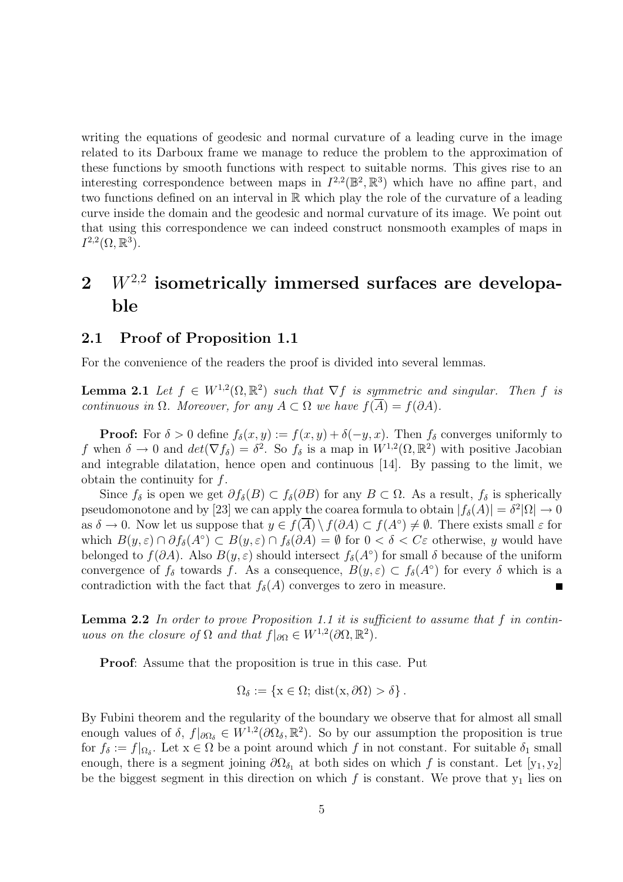writing the equations of geodesic and normal curvature of a leading curve in the image related to its Darboux frame we manage to reduce the problem to the approximation of these functions by smooth functions with respect to suitable norms. This gives rise to an interesting correspondence between maps in $I^{2,2}(\mathbb{B}^2, \mathbb{R}^3)$ which have no affine part, and two functions defined on an interval in $\mathbb{R}$ which play the role of the curvature of a leading curve inside the domain and the geodesic and normal curvature of its image. We point out that using this correspondence we can indeed construct nonsmooth examples of maps in $I^{2,2}(\Omega, \mathbb{R}^3)$.

# 2 $W^{2,2}$ isometrically immersed surfaces are developable

## 2.1 Proof of Proposition 1.1

For the convenience of the readers the proof is divided into several lemmas.

**Lemma 2.1** *Let $f \in W^{1,2}(\Omega, \mathbb{R}^2)$ such that $\nabla f$ is symmetric and singular. Then $f$ is continuous in $\Omega$. Moreover, for any $A \subset \Omega$ we have $f(\overline{A}) = f(\partial A)$.*

**Proof:** For $\delta > 0$ define $f_\delta(x, y) := f(x, y) + \delta(-y, x)$. Then $f_\delta$ converges uniformly to $f$ when $\delta \to 0$ and $det(\nabla f_\delta) = \delta^2$. So $f_\delta$ is a map in $W^{1,2}(\Omega, \mathbb{R}^2)$ with positive Jacobian and integrable dilatation, hence open and continuous [14]. By passing to the limit, we obtain the continuity for $f$.

Since $f_\delta$ is open we get $\partial f_\delta(B) \subset f_\delta(\partial B)$ for any $B \subset \Omega$. As a result, $f_\delta$ is spherically pseudomonotone and by [23] we can apply the coarea formula to obtain $|f_\delta(A)| = \delta^2 |\Omega| \to 0$ as $\delta \to 0$. Now let us suppose that $y \in f(\overline{A}) \setminus f(\partial A) \subset f(A^\circ) \neq \emptyset$. There exists small $\varepsilon$ for which $B(y, \varepsilon) \cap \partial f_\delta(A^\circ) \subset B(y, \varepsilon) \cap f_\delta(\partial A) = \emptyset$ for $0 < \delta < C\varepsilon$ otherwise, $y$ would have belonged to $f(\partial A)$. Also $B(y, \varepsilon)$ should intersect $f_\delta(A^\circ)$ for small $\delta$ because of the uniform convergence of $f_\delta$ towards $f$. As a consequence, $B(y, \varepsilon) \subset f_\delta(A^\circ)$ for every $\delta$ which is a contradiction with the fact that $f_\delta(A)$ converges to zero in measure. ∎

**Lemma 2.2** *In order to prove Proposition 1.1 it is sufficient to assume that $f$ in continuous on the closure of $\Omega$ and that $f|_{\partial \Omega} \in W^{1,2}(\partial \Omega, \mathbb{R}^2)$.*

**Proof**: Assume that the proposition is true in this case. Put

$$\Omega_\delta := \{\mathrm{x} \in \Omega;\, \mathrm{dist}(\mathrm{x}, \partial \Omega) > \delta\}.$$

By Fubini theorem and the regularity of the boundary we observe that for almost all small enough values of $\delta$, $f|_{\partial \Omega_\delta} \in W^{1,2}(\partial \Omega_\delta, \mathbb{R}^2)$. So by our assumption the proposition is true for $f_\delta := f|_{\Omega_\delta}$. Let $\mathrm{x} \in \Omega$ be a point around which $f$ in not constant. For suitable $\delta_1$ small enough, there is a segment joining $\partial \Omega_{\delta_1}$ at both sides on which $f$ is constant. Let $[\mathrm{y}_1, \mathrm{y}_2]$ be the biggest segment in this direction on which $f$ is constant. We prove that $\mathrm{y}_1$ lies on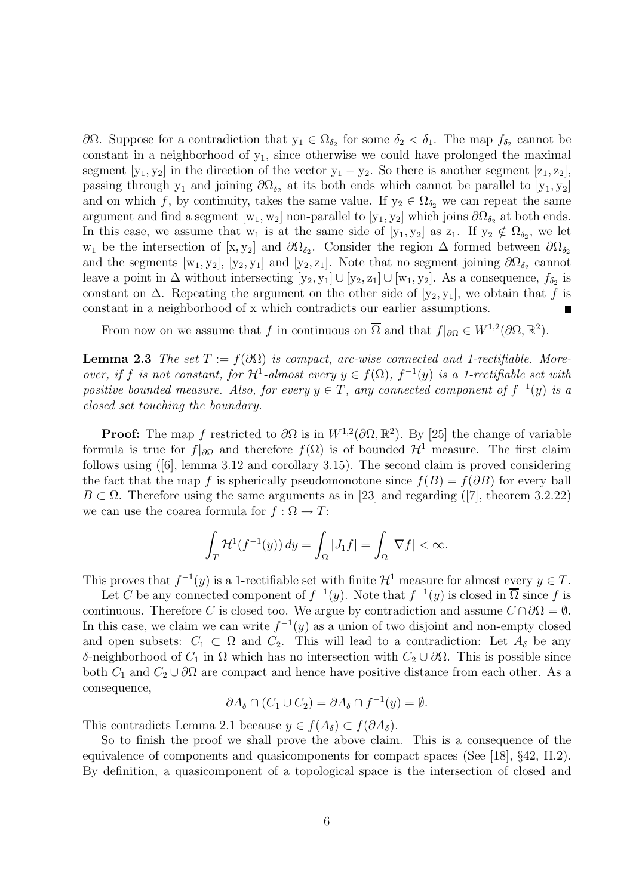$\partial\Omega$. Suppose for a contradiction that $y_1 \in \Omega_{\delta_2}$ for some $\delta_2 < \delta_1$. The map $f_{\delta_2}$ cannot be constant in a neighborhood of $y_1$, since otherwise we could have prolonged the maximal segment $[y_1, y_2]$ in the direction of the vector $y_1 - y_2$. So there is another segment $[z_1, z_2]$, passing through $y_1$ and joining $\partial\Omega_{\delta_2}$ at its both ends which cannot be parallel to $[y_1, y_2]$ and on which $f$, by continuity, takes the same value. If $y_2 \in \Omega_{\delta_2}$ we can repeat the same argument and find a segment $[w_1, w_2]$ non-parallel to $[y_1, y_2]$ which joins $\partial\Omega_{\delta_2}$ at both ends. In this case, we assume that $w_1$ is at the same side of $[y_1, y_2]$ as $z_1$. If $y_2 \notin \Omega_{\delta_2}$, we let $w_1$ be the intersection of $[x, y_2]$ and $\partial\Omega_{\delta_2}$. Consider the region $\Delta$ formed between $\partial\Omega_{\delta_2}$ and the segments $[w_1, y_2]$, $[y_2, y_1]$ and $[y_2, z_1]$. Note that no segment joining $\partial\Omega_{\delta_2}$ cannot leave a point in $\Delta$ without intersecting $[y_2, y_1] \cup [y_2, z_1] \cup [w_1, y_2]$. As a consequence, $f_{\delta_2}$ is constant on $\Delta$. Repeating the argument on the other side of $[y_2, y_1]$, we obtain that $f$ is constant in a neighborhood of x which contradicts our earlier assumptions. ■

From now on we assume that $f$ in continuous on $\overline{\Omega}$ and that $f|_{\partial\Omega} \in W^{1,2}(\partial\Omega, \mathbb{R}^2)$.

**Lemma 2.3** *The set $T := f(\partial\Omega)$ is compact, arc-wise connected and 1-rectifiable. Moreover, if $f$ is not constant, for $\mathcal{H}^1$-almost every $y \in f(\Omega)$, $f^{-1}(y)$ is a 1-rectifiable set with positive bounded measure. Also, for every $y \in T$, any connected component of $f^{-1}(y)$ is a closed set touching the boundary.*

**Proof:** The map $f$ restricted to $\partial\Omega$ is in $W^{1,2}(\partial\Omega, \mathbb{R}^2)$. By [25] the change of variable formula is true for $f|_{\partial\Omega}$ and therefore $f(\Omega)$ is of bounded $\mathcal{H}^1$ measure. The first claim follows using ([6], lemma 3.12 and corollary 3.15). The second claim is proved considering the fact that the map $f$ is spherically pseudomonotone since $f(B) = f(\partial B)$ for every ball $B \subset \Omega$. Therefore using the same arguments as in [23] and regarding ([7], theorem 3.2.22) we can use the coarea formula for $f : \Omega \to T$:

$$\int_T \mathcal{H}^1(f^{-1}(y))\, dy = \int_\Omega |J_1 f| = \int_\Omega |\nabla f| < \infty.$$

This proves that $f^{-1}(y)$ is a 1-rectifiable set with finite $\mathcal{H}^1$ measure for almost every $y \in T$.

Let $C$ be any connected component of $f^{-1}(y)$. Note that $f^{-1}(y)$ is closed in $\overline{\Omega}$ since $f$ is continuous. Therefore $C$ is closed too. We argue by contradiction and assume $C \cap \partial\Omega = \emptyset$. In this case, we claim we can write $f^{-1}(y)$ as a union of two disjoint and non-empty closed and open subsets: $C_1 \subset \Omega$ and $C_2$. This will lead to a contradiction: Let $A_\delta$ be any $\delta$-neighborhood of $C_1$ in $\Omega$ which has no intersection with $C_2 \cup \partial\Omega$. This is possible since both $C_1$ and $C_2 \cup \partial\Omega$ are compact and hence have positive distance from each other. As a consequence,

$$\partial A_\delta \cap (C_1 \cup C_2) = \partial A_\delta \cap f^{-1}(y) = \emptyset.$$

This contradicts Lemma 2.1 because $y \in f(A_\delta) \subset f(\partial A_\delta)$.

So to finish the proof we shall prove the above claim. This is a consequence of the equivalence of components and quasicomponents for compact spaces (See [18], §42, II.2). By definition, a quasicomponent of a topological space is the intersection of closed and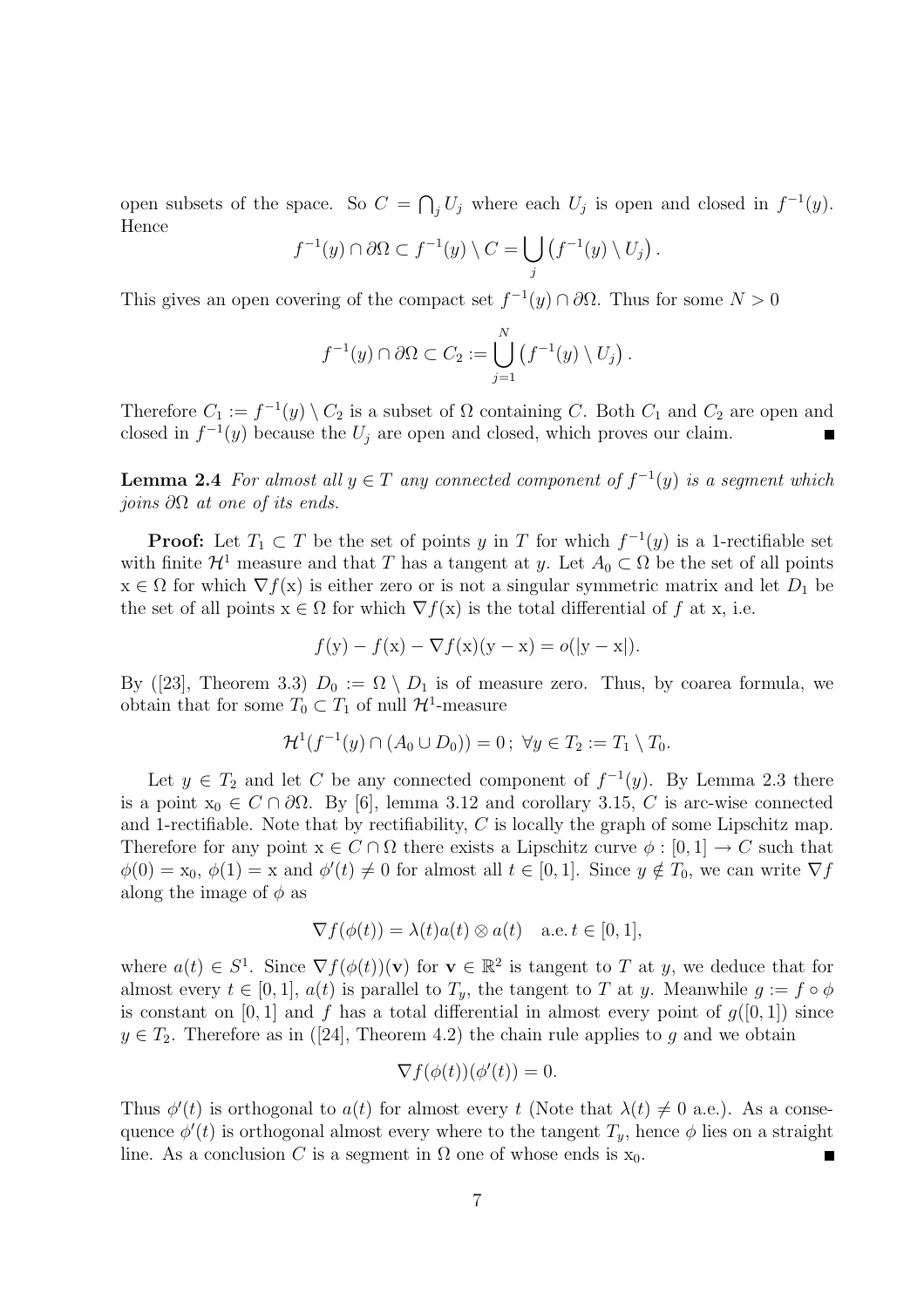open subsets of the space. So $C = \bigcap_j U_j$ where each $U_j$ is open and closed in $f^{-1}(y)$. Hence

$$f^{-1}(y) \cap \partial\Omega \subset f^{-1}(y) \setminus C = \bigcup_j \left(f^{-1}(y) \setminus U_j\right).$$

This gives an open covering of the compact set $f^{-1}(y) \cap \partial\Omega$. Thus for some $N > 0$

$$f^{-1}(y) \cap \partial\Omega \subset C_2 := \bigcup_{j=1}^{N} \left(f^{-1}(y) \setminus U_j\right).$$

Therefore $C_1 := f^{-1}(y) \setminus C_2$ is a subset of $\Omega$ containing $C$. Both $C_1$ and $C_2$ are open and closed in $f^{-1}(y)$ because the $U_j$ are open and closed, which proves our claim. ■

**Lemma 2.4** *For almost all $y \in T$ any connected component of $f^{-1}(y)$ is a segment which joins $\partial\Omega$ at one of its ends.*

**Proof:** Let $T_1 \subset T$ be the set of points $y$ in $T$ for which $f^{-1}(y)$ is a 1-rectifiable set with finite $\mathcal{H}^1$ measure and that $T$ has a tangent at $y$. Let $A_0 \subset \Omega$ be the set of all points $\mathrm{x} \in \Omega$ for which $\nabla f(\mathrm{x})$ is either zero or is not a singular symmetric matrix and let $D_1$ be the set of all points $\mathrm{x} \in \Omega$ for which $\nabla f(\mathrm{x})$ is the total differential of $f$ at x, i.e.

$$f(\mathrm{y}) - f(\mathrm{x}) - \nabla f(\mathrm{x})(\mathrm{y} - \mathrm{x}) = o(|\mathrm{y} - \mathrm{x}|).$$

By ([23], Theorem 3.3) $D_0 := \Omega \setminus D_1$ is of measure zero. Thus, by coarea formula, we obtain that for some $T_0 \subset T_1$ of null $\mathcal{H}^1$-measure

$$\mathcal{H}^1(f^{-1}(y) \cap (A_0 \cup D_0)) = 0\,;\ \forall y \in T_2 := T_1 \setminus T_0.$$

Let $y \in T_2$ and let $C$ be any connected component of $f^{-1}(y)$. By Lemma 2.3 there is a point $\mathrm{x}_0 \in C \cap \partial\Omega$. By [6], lemma 3.12 and corollary 3.15, $C$ is arc-wise connected and 1-rectifiable. Note that by rectifiability, $C$ is locally the graph of some Lipschitz map. Therefore for any point $\mathrm{x} \in C \cap \Omega$ there exists a Lipschitz curve $\phi : [0,1] \to C$ such that $\phi(0) = \mathrm{x}_0$, $\phi(1) = \mathrm{x}$ and $\phi'(t) \neq 0$ for almost all $t \in [0,1]$. Since $y \notin T_0$, we can write $\nabla f$ along the image of $\phi$ as

$$\nabla f(\phi(t)) = \lambda(t) a(t) \otimes a(t) \quad \text{a.e.}\, t \in [0,1],$$

where $a(t) \in S^1$. Since $\nabla f(\phi(t))(\mathbf{v})$ for $\mathbf{v} \in \mathbb{R}^2$ is tangent to $T$ at $y$, we deduce that for almost every $t \in [0,1]$, $a(t)$ is parallel to $T_y$, the tangent to $T$ at $y$. Meanwhile $g := f \circ \phi$ is constant on $[0,1]$ and $f$ has a total differential in almost every point of $g([0,1])$ since $y \in T_2$. Therefore as in ([24], Theorem 4.2) the chain rule applies to $g$ and we obtain

$$\nabla f(\phi(t))(\phi'(t)) = 0.$$

Thus $\phi'(t)$ is orthogonal to $a(t)$ for almost every $t$ (Note that $\lambda(t) \neq 0$ a.e.). As a consequence $\phi'(t)$ is orthogonal almost every where to the tangent $T_y$, hence $\phi$ lies on a straight line. As a conclusion $C$ is a segment in $\Omega$ one of whose ends is $\mathrm{x}_0$. ■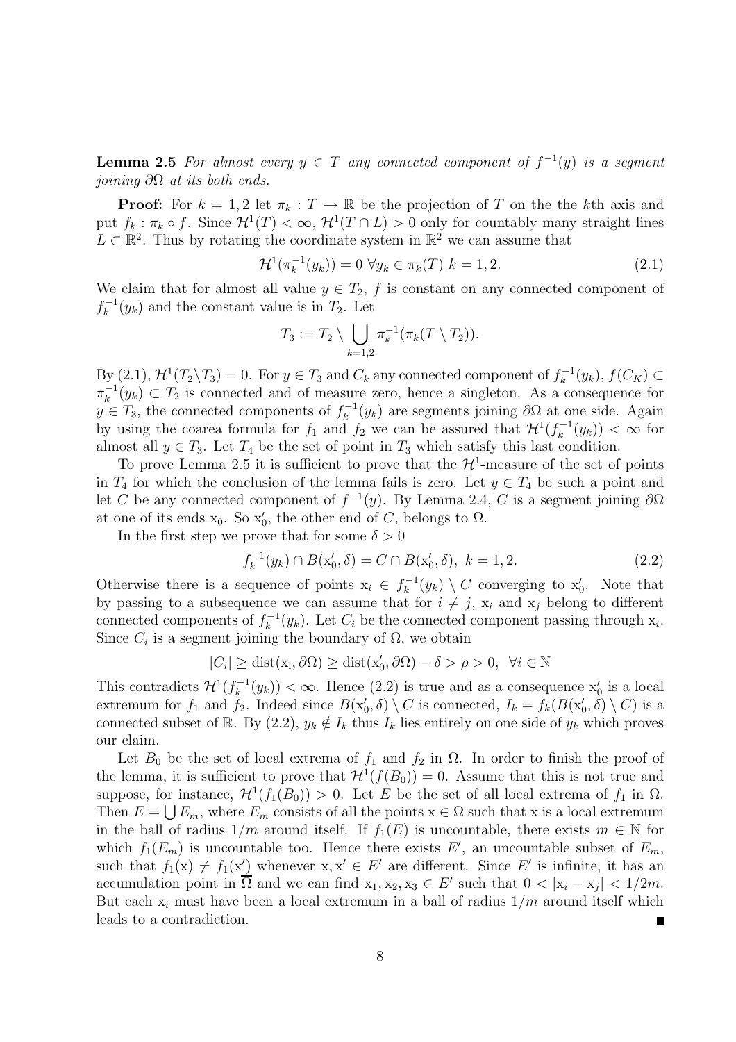**Lemma 2.5** *For almost every $y \in T$ any connected component of $f^{-1}(y)$ is a segment joining $\partial\Omega$ at its both ends.*

**Proof:** For $k = 1, 2$ let $\pi_k : T \to \mathbb{R}$ be the projection of $T$ on the the $k$th axis and put $f_k : \pi_k \circ f$. Since $\mathcal{H}^1(T) < \infty$, $\mathcal{H}^1(T \cap L) > 0$ only for countably many straight lines $L \subset \mathbb{R}^2$. Thus by rotating the coordinate system in $\mathbb{R}^2$ we can assume that

$$\mathcal{H}^1(\pi_k^{-1}(y_k)) = 0 \ \forall y_k \in \pi_k(T) \ k = 1, 2. \tag{2.1}$$

We claim that for almost all value $y \in T_2$, $f$ is constant on any connected component of $f_k^{-1}(y_k)$ and the constant value is in $T_2$. Let

$$T_3 := T_2 \setminus \bigcup_{k=1,2} \pi_k^{-1}(\pi_k(T \setminus T_2)).$$

By (2.1), $\mathcal{H}^1(T_2 \setminus T_3) = 0$. For $y \in T_3$ and $C_k$ any connected component of $f_k^{-1}(y_k)$, $f(C_K) \subset \pi_k^{-1}(y_k) \subset T_2$ is connected and of measure zero, hence a singleton. As a consequence for $y \in T_3$, the connected components of $f_k^{-1}(y_k)$ are segments joining $\partial\Omega$ at one side. Again by using the coarea formula for $f_1$ and $f_2$ we can be assured that $\mathcal{H}^1(f_k^{-1}(y_k)) < \infty$ for almost all $y \in T_3$. Let $T_4$ be the set of point in $T_3$ which satisfy this last condition.

To prove Lemma 2.5 it is sufficient to prove that the $\mathcal{H}^1$-measure of the set of points in $T_4$ for which the conclusion of the lemma fails is zero. Let $y \in T_4$ be such a point and let $C$ be any connected component of $f^{-1}(y)$. By Lemma 2.4, $C$ is a segment joining $\partial\Omega$ at one of its ends $\mathrm{x}_0$. So $\mathrm{x}_0'$, the other end of $C$, belongs to $\Omega$.

In the first step we prove that for some $\delta > 0$

$$f_k^{-1}(y_k) \cap B(\mathrm{x}_0', \delta) = C \cap B(\mathrm{x}_0', \delta), \ k = 1, 2. \tag{2.2}$$

Otherwise there is a sequence of points $\mathrm{x}_i \in f_k^{-1}(y_k) \setminus C$ converging to $\mathrm{x}_0'$. Note that by passing to a subsequence we can assume that for $i \neq j$, $\mathrm{x}_i$ and $\mathrm{x}_j$ belong to different connected components of $f_k^{-1}(y_k)$. Let $C_i$ be the connected component passing through $\mathrm{x}_i$. Since $C_i$ is a segment joining the boundary of $\Omega$, we obtain

$$|C_i| \geq \mathrm{dist}(\mathrm{x_i}, \partial\Omega) \geq \mathrm{dist}(\mathrm{x}_0', \partial\Omega) - \delta > \rho > 0, \ \ \forall i \in \mathbb{N}$$

This contradicts $\mathcal{H}^1(f_k^{-1}(y_k)) < \infty$. Hence (2.2) is true and as a consequence $\mathrm{x}_0'$ is a local extremum for $f_1$ and $f_2$. Indeed since $B(\mathrm{x}_0', \delta) \setminus C$ is connected, $I_k = f_k(B(\mathrm{x}_0', \delta) \setminus C)$ is a connected subset of $\mathbb{R}$. By (2.2), $y_k \notin I_k$ thus $I_k$ lies entirely on one side of $y_k$ which proves our claim.

Let $B_0$ be the set of local extrema of $f_1$ and $f_2$ in $\Omega$. In order to finish the proof of the lemma, it is sufficient to prove that $\mathcal{H}^1(f(B_0)) = 0$. Assume that this is not true and suppose, for instance, $\mathcal{H}^1(f_1(B_0)) > 0$. Let $E$ be the set of all local extrema of $f_1$ in $\Omega$. Then $E = \bigcup E_m$, where $E_m$ consists of all the points $\mathrm{x} \in \Omega$ such that $\mathrm{x}$ is a local extremum in the ball of radius $1/m$ around itself. If $f_1(E)$ is uncountable, there exists $m \in \mathbb{N}$ for which $f_1(E_m)$ is uncountable too. Hence there exists $E'$, an uncountable subset of $E_m$, such that $f_1(\mathrm{x}) \neq f_1(\mathrm{x}')$ whenever $\mathrm{x}, \mathrm{x}' \in E'$ are different. Since $E'$ is infinite, it has an accumulation point in $\overline{\Omega}$ and we can find $\mathrm{x}_1, \mathrm{x}_2, \mathrm{x}_3 \in E'$ such that $0 < |\mathrm{x}_i - \mathrm{x}_j| < 1/2m$. But each $\mathrm{x}_i$ must have been a local extremum in a ball of radius $1/m$ around itself which leads to a contradiction. ■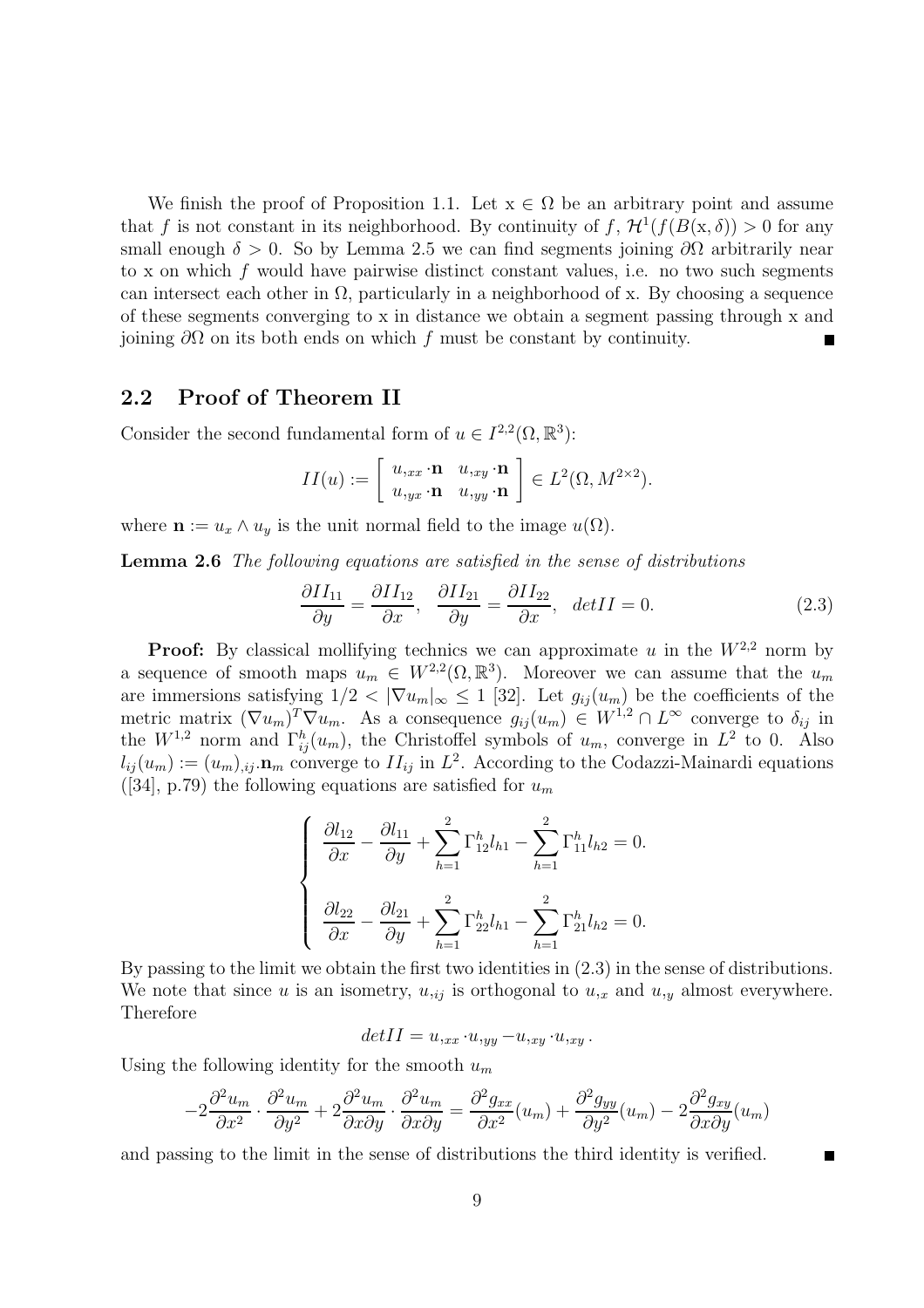We finish the proof of Proposition 1.1. Let $\mathrm{x} \in \Omega$ be an arbitrary point and assume that $f$ is not constant in its neighborhood. By continuity of $f$, $\mathcal{H}^1(f(B(\mathrm{x}, \delta)) > 0$ for any small enough $\delta > 0$. So by Lemma 2.5 we can find segments joining $\partial\Omega$ arbitrarily near to x on which $f$ would have pairwise distinct constant values, i.e. no two such segments can intersect each other in $\Omega$, particularly in a neighborhood of x. By choosing a sequence of these segments converging to x in distance we obtain a segment passing through x and joining $\partial\Omega$ on its both ends on which $f$ must be constant by continuity. ■

## 2.2 Proof of Theorem II

Consider the second fundamental form of $u \in I^{2,2}(\Omega, \mathbb{R}^3)$:

$$II(u) := \begin{bmatrix} u_{,xx} \cdot \mathbf{n} & u_{,xy} \cdot \mathbf{n} \\ u_{,yx} \cdot \mathbf{n} & u_{,yy} \cdot \mathbf{n} \end{bmatrix} \in L^2(\Omega, M^{2\times 2}).$$

where $\mathbf{n} := u_x \wedge u_y$ is the unit normal field to the image $u(\Omega)$.

**Lemma 2.6** *The following equations are satisfied in the sense of distributions*

$$\frac{\partial II_{11}}{\partial y} = \frac{\partial II_{12}}{\partial x}, \quad \frac{\partial II_{21}}{\partial y} = \frac{\partial II_{22}}{\partial x}, \quad detII = 0. \tag{2.3}$$

**Proof:** By classical mollifying technics we can approximate $u$ in the $W^{2,2}$ norm by a sequence of smooth maps $u_m \in W^{2,2}(\Omega, \mathbb{R}^3)$. Moreover we can assume that the $u_m$ are immersions satisfying $1/2 < |\nabla u_m|_\infty \leq 1$ [32]. Let $g_{ij}(u_m)$ be the coefficients of the metric matrix $(\nabla u_m)^T \nabla u_m$. As a consequence $g_{ij}(u_m) \in W^{1,2} \cap L^\infty$ converge to $\delta_{ij}$ in the $W^{1,2}$ norm and $\Gamma_{ij}^h(u_m)$, the Christoffel symbols of $u_m$, converge in $L^2$ to 0. Also $l_{ij}(u_m) := (u_m)_{,ij}.\mathbf{n}_m$ converge to $II_{ij}$ in $L^2$. According to the Codazzi-Mainardi equations ([34], p.79) the following equations are satisfied for $u_m$

$$\begin{cases} \dfrac{\partial l_{12}}{\partial x} - \dfrac{\partial l_{11}}{\partial y} + \displaystyle\sum_{h=1}^{2} \Gamma_{12}^h l_{h1} - \sum_{h=1}^{2} \Gamma_{11}^h l_{h2} = 0. \\[2ex] \dfrac{\partial l_{22}}{\partial x} - \dfrac{\partial l_{21}}{\partial y} + \displaystyle\sum_{h=1}^{2} \Gamma_{22}^h l_{h1} - \sum_{h=1}^{2} \Gamma_{21}^h l_{h2} = 0. \end{cases}$$

By passing to the limit we obtain the first two identities in (2.3) in the sense of distributions. We note that since $u$ is an isometry, $u_{,ij}$ is orthogonal to $u_{,x}$ and $u_{,y}$ almost everywhere. Therefore

$$detII = u_{,xx} \cdot u_{,yy} - u_{,xy} \cdot u_{,xy}.$$

Using the following identity for the smooth $u_m$

$$-2\frac{\partial^2 u_m}{\partial x^2} \cdot \frac{\partial^2 u_m}{\partial y^2} + 2\frac{\partial^2 u_m}{\partial x \partial y} \cdot \frac{\partial^2 u_m}{\partial x \partial y} = \frac{\partial^2 g_{xx}}{\partial x^2}(u_m) + \frac{\partial^2 g_{yy}}{\partial y^2}(u_m) - 2\frac{\partial^2 g_{xy}}{\partial x \partial y}(u_m)$$

and passing to the limit in the sense of distributions the third identity is verified. ■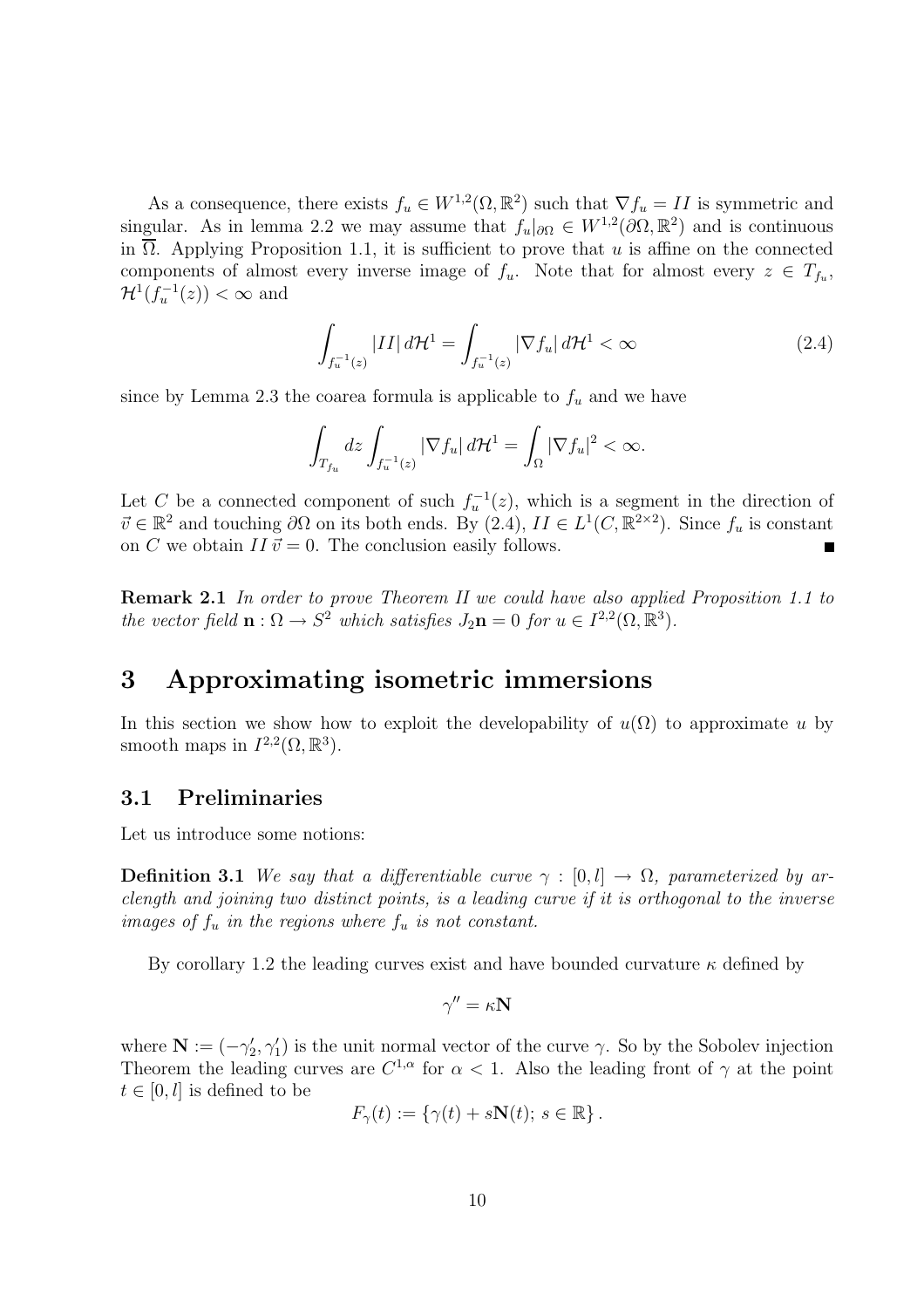As a consequence, there exists $f_u \in W^{1,2}(\Omega, \mathbb{R}^2)$ such that $\nabla f_u = II$ is symmetric and singular. As in lemma 2.2 we may assume that $f_u|_{\partial\Omega} \in W^{1,2}(\partial\Omega, \mathbb{R}^2)$ and is continuous in $\overline{\Omega}$. Applying Proposition 1.1, it is sufficient to prove that $u$ is affine on the connected components of almost every inverse image of $f_u$. Note that for almost every $z \in T_{f_u}$, $\mathcal{H}^1(f_u^{-1}(z)) < \infty$ and

$$\int_{f_u^{-1}(z)} |II| \, d\mathcal{H}^1 = \int_{f_u^{-1}(z)} |\nabla f_u| \, d\mathcal{H}^1 < \infty \tag{2.4}$$

since by Lemma 2.3 the coarea formula is applicable to $f_u$ and we have

$$\int_{T_{f_u}} dz \int_{f_u^{-1}(z)} |\nabla f_u| \, d\mathcal{H}^1 = \int_\Omega |\nabla f_u|^2 < \infty.$$

Let $C$ be a connected component of such $f_u^{-1}(z)$, which is a segment in the direction of $\vec{v} \in \mathbb{R}^2$ and touching $\partial\Omega$ on its both ends. By (2.4), $II \in L^1(C, \mathbb{R}^{2\times 2})$. Since $f_u$ is constant on $C$ we obtain $II\,\vec{v} = 0$. The conclusion easily follows. ∎

**Remark 2.1** *In order to prove Theorem II we could have also applied Proposition 1.1 to the vector field $\mathbf{n} : \Omega \to S^2$ which satisfies $J_2\mathbf{n} = 0$ for $u \in I^{2,2}(\Omega, \mathbb{R}^3)$.*

# 3 Approximating isometric immersions

In this section we show how to exploit the developability of $u(\Omega)$ to approximate $u$ by smooth maps in $I^{2,2}(\Omega, \mathbb{R}^3)$.

## 3.1 Preliminaries

Let us introduce some notions:

**Definition 3.1** *We say that a differentiable curve $\gamma : [0, l] \to \Omega$, parameterized by arclength and joining two distinct points, is a leading curve if it is orthogonal to the inverse images of $f_u$ in the regions where $f_u$ is not constant.*

By corollary 1.2 the leading curves exist and have bounded curvature $\kappa$ defined by

$$\gamma'' = \kappa \mathbf{N}$$

where $\mathbf{N} := (-\gamma_2', \gamma_1')$ is the unit normal vector of the curve $\gamma$. So by the Sobolev injection Theorem the leading curves are $C^{1,\alpha}$ for $\alpha < 1$. Also the leading front of $\gamma$ at the point $t \in [0, l]$ is defined to be

$$F_\gamma(t) := \{\gamma(t) + s\mathbf{N}(t); \, s \in \mathbb{R}\}.$$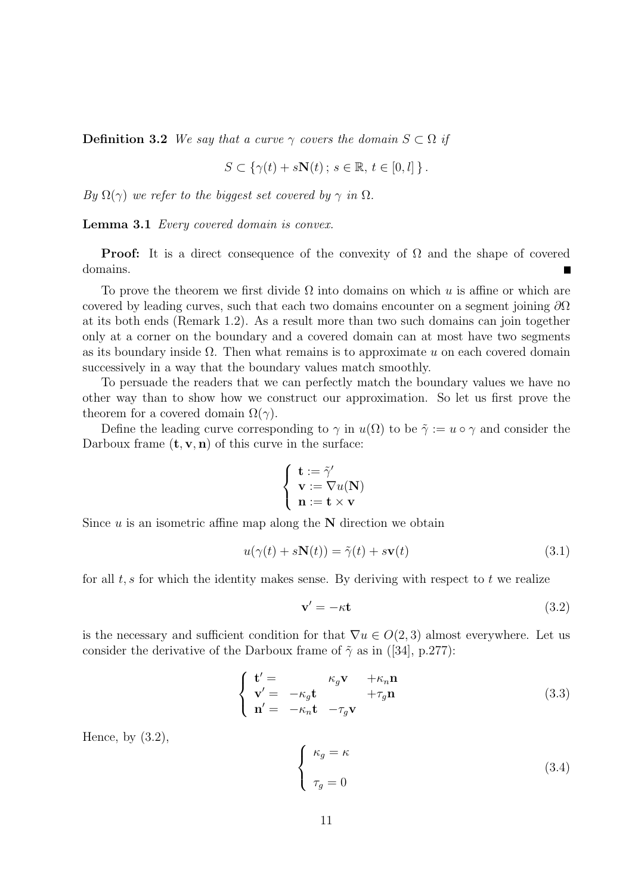**Definition 3.2** *We say that a curve $\gamma$ covers the domain $S \subset \Omega$ if*

$$S \subset \{ \gamma(t) + s\mathbf{N}(t) \, ; \, s \in \mathbb{R}, \, t \in [0, l] \} \, .$$

*By $\Omega(\gamma)$ we refer to the biggest set covered by $\gamma$ in $\Omega$.*

**Lemma 3.1** *Every covered domain is convex.*

**Proof:** It is a direct consequence of the convexity of $\Omega$ and the shape of covered domains. ∎

To prove the theorem we first divide $\Omega$ into domains on which $u$ is affine or which are covered by leading curves, such that each two domains encounter on a segment joining $\partial\Omega$ at its both ends (Remark 1.2). As a result more than two such domains can join together only at a corner on the boundary and a covered domain can at most have two segments as its boundary inside $\Omega$. Then what remains is to approximate $u$ on each covered domain successively in a way that the boundary values match smoothly.

To persuade the readers that we can perfectly match the boundary values we have no other way than to show how we construct our approximation. So let us first prove the theorem for a covered domain $\Omega(\gamma)$.

Define the leading curve corresponding to $\gamma$ in $u(\Omega)$ to be $\tilde{\gamma} := u \circ \gamma$ and consider the Darboux frame $(\mathbf{t}, \mathbf{v}, \mathbf{n})$ of this curve in the surface:

$$\begin{cases} \mathbf{t} := \tilde{\gamma}' \\ \mathbf{v} := \nabla u(\mathbf{N}) \\ \mathbf{n} := \mathbf{t} \times \mathbf{v} \end{cases}$$

Since $u$ is an isometric affine map along the $\mathbf{N}$ direction we obtain

$$u(\gamma(t) + s\mathbf{N}(t)) = \tilde{\gamma}(t) + s\mathbf{v}(t) \tag{3.1}$$

for all $t, s$ for which the identity makes sense. By deriving with respect to $t$ we realize

$$\mathbf{v}' = -\kappa \mathbf{t} \tag{3.2}$$

is the necessary and sufficient condition for that $\nabla u \in O(2,3)$ almost everywhere. Let us consider the derivative of the Darboux frame of $\tilde{\gamma}$ as in ([34], p.277):

$$\begin{cases} \mathbf{t}' = & & \kappa_g \mathbf{v} & +\kappa_n \mathbf{n} \\ \mathbf{v}' = & -\kappa_g \mathbf{t} & & +\tau_g \mathbf{n} \\ \mathbf{n}' = & -\kappa_n \mathbf{t} & -\tau_g \mathbf{v} & \end{cases} \tag{3.3}$$

Hence, by (3.2),

$$\begin{cases} \kappa_g = \kappa \\ \\ \tau_g = 0 \end{cases} \tag{3.4}$$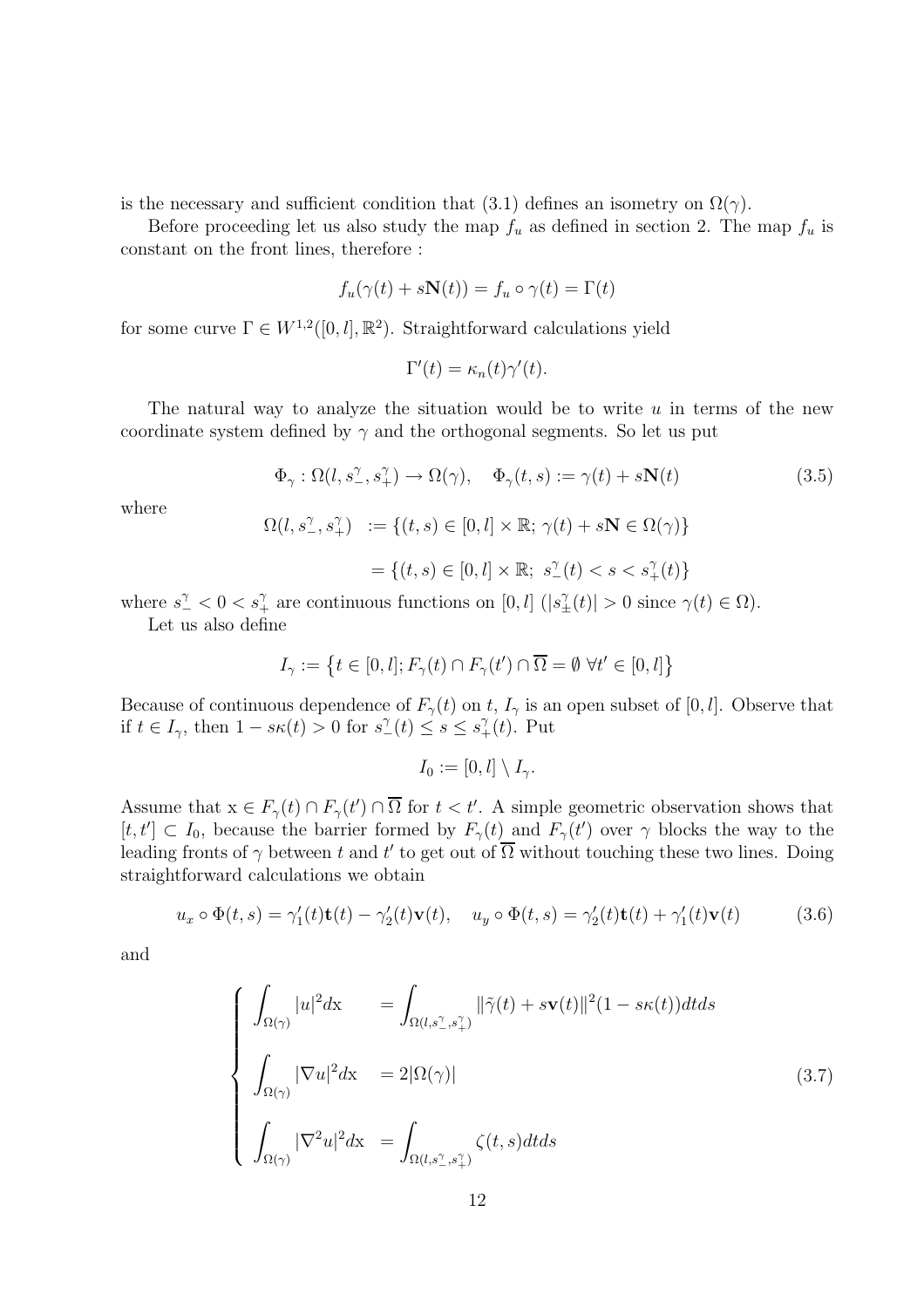is the necessary and sufficient condition that (3.1) defines an isometry on $\Omega(\gamma)$.

Before proceeding let us also study the map $f_u$ as defined in section 2. The map $f_u$ is constant on the front lines, therefore :

$$f_u(\gamma(t) + s\mathbf{N}(t)) = f_u \circ \gamma(t) = \Gamma(t)$$

for some curve $\Gamma \in W^{1,2}([0,l],\mathbb{R}^2)$. Straightforward calculations yield

$$\Gamma'(t) = \kappa_n(t)\gamma'(t).$$

The natural way to analyze the situation would be to write $u$ in terms of the new coordinate system defined by $\gamma$ and the orthogonal segments. So let us put

$$\Phi_\gamma : \Omega(l, s_-^\gamma, s_+^\gamma) \to \Omega(\gamma), \quad \Phi_\gamma(t,s) := \gamma(t) + s\mathbf{N}(t) \tag{3.5}$$

where

$$\begin{aligned}
\Omega(l, s_-^\gamma, s_+^\gamma) \ &:= \{(t,s) \in [0,l] \times \mathbb{R};\ \gamma(t) + s\mathbf{N} \in \Omega(\gamma)\} \\
&= \{(t,s) \in [0,l] \times \mathbb{R};\ s_-^\gamma(t) < s < s_+^\gamma(t)\}
\end{aligned}$$

where $s_-^\gamma < 0 < s_+^\gamma$ are continuous functions on $[0,l]$ ($|s_\pm^\gamma(t)| > 0$ since $\gamma(t) \in \Omega$).

Let us also define

$$I_\gamma := \left\{t \in [0,l]; F_\gamma(t) \cap F_\gamma(t') \cap \overline{\Omega} = \emptyset \ \forall t' \in [0,l]\right\}$$

Because of continuous dependence of $F_\gamma(t)$ on $t$, $I_\gamma$ is an open subset of $[0,l]$. Observe that if $t \in I_\gamma$, then $1 - s\kappa(t) > 0$ for $s_-^\gamma(t) \leq s \leq s_+^\gamma(t)$. Put

$$I_0 := [0,l] \setminus I_\gamma.$$

Assume that $\mathrm{x} \in F_\gamma(t) \cap F_\gamma(t') \cap \overline{\Omega}$ for $t < t'$. A simple geometric observation shows that $[t,t'] \subset I_0$, because the barrier formed by $F_\gamma(t)$ and $F_\gamma(t')$ over $\gamma$ blocks the way to the leading fronts of $\gamma$ between $t$ and $t'$ to get out of $\overline{\Omega}$ without touching these two lines. Doing straightforward calculations we obtain

$$u_x \circ \Phi(t,s) = \gamma_1'(t)\mathbf{t}(t) - \gamma_2'(t)\mathbf{v}(t), \quad u_y \circ \Phi(t,s) = \gamma_2'(t)\mathbf{t}(t) + \gamma_1'(t)\mathbf{v}(t) \tag{3.6}$$

and

$$\left\{\begin{aligned}
\int_{\Omega(\gamma)} |u|^2 d\mathrm{x} \quad &= \int_{\Omega(l,s_-^\gamma,s_+^\gamma)} \|\tilde{\gamma}(t) + s\mathbf{v}(t)\|^2 (1 - s\kappa(t)) dt ds \\
\int_{\Omega(\gamma)} |\nabla u|^2 d\mathrm{x} \quad &= 2|\Omega(\gamma)| \\
\int_{\Omega(\gamma)} |\nabla^2 u|^2 d\mathrm{x} \quad &= \int_{\Omega(l,s_-^\gamma,s_+^\gamma)} \zeta(t,s) dt ds
\end{aligned}\right. \tag{3.7}$$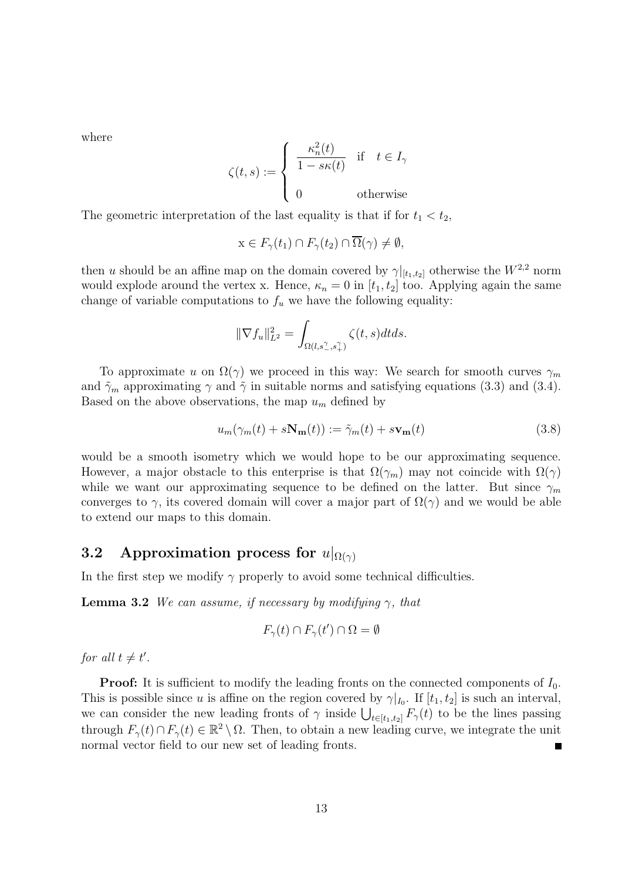where

$$\zeta(t,s) := \begin{cases} \dfrac{\kappa_n^2(t)}{1 - s\kappa(t)} & \text{if} \quad t \in I_\gamma \\ \\ 0 & \text{otherwise} \end{cases}$$

The geometric interpretation of the last equality is that if for $t_1 < t_2$,

$$\mathrm{x} \in F_\gamma(t_1) \cap F_\gamma(t_2) \cap \overline{\Omega}(\gamma) \neq \emptyset,$$

then $u$ should be an affine map on the domain covered by $\gamma|_{[t_1,t_2]}$ otherwise the $W^{2,2}$ norm would explode around the vertex x. Hence, $\kappa_n = 0$ in $[t_1, t_2]$ too. Applying again the same change of variable computations to $f_u$ we have the following equality:

$$\|\nabla f_u\|_{L^2}^2 = \int_{\Omega(l, s_-^\gamma, s_+^\gamma)} \zeta(t,s) dt ds.$$

To approximate $u$ on $\Omega(\gamma)$ we proceed in this way: We search for smooth curves $\gamma_m$ and $\tilde{\gamma}_m$ approximating $\gamma$ and $\tilde{\gamma}$ in suitable norms and satisfying equations (3.3) and (3.4). Based on the above observations, the map $u_m$ defined by

$$u_m(\gamma_m(t) + s\mathbf{N_m}(t)) := \tilde{\gamma}_m(t) + s\mathbf{v_m}(t) \tag{3.8}$$

would be a smooth isometry which we would hope to be our approximating sequence. However, a major obstacle to this enterprise is that $\Omega(\gamma_m)$ may not coincide with $\Omega(\gamma)$ while we want our approximating sequence to be defined on the latter. But since $\gamma_m$ converges to $\gamma$, its covered domain will cover a major part of $\Omega(\gamma)$ and we would be able to extend our maps to this domain.

## 3.2 Approximation process for $u|_{\Omega(\gamma)}$

In the first step we modify $\gamma$ properly to avoid some technical difficulties.

**Lemma 3.2** *We can assume, if necessary by modifying $\gamma$, that*

$$F_\gamma(t) \cap F_\gamma(t') \cap \Omega = \emptyset$$

*for all $t \neq t'$.*

**Proof:** It is sufficient to modify the leading fronts on the connected components of $I_0$. This is possible since $u$ is affine on the region covered by $\gamma|_{I_0}$. If $[t_1, t_2]$ is such an interval, we can consider the new leading fronts of $\gamma$ inside $\bigcup_{t\in[t_1,t_2]} F_\gamma(t)$ to be the lines passing through $F_\gamma(t) \cap F_\gamma(t) \in \mathbb{R}^2 \setminus \Omega$. Then, to obtain a new leading curve, we integrate the unit normal vector field to our new set of leading fronts. ∎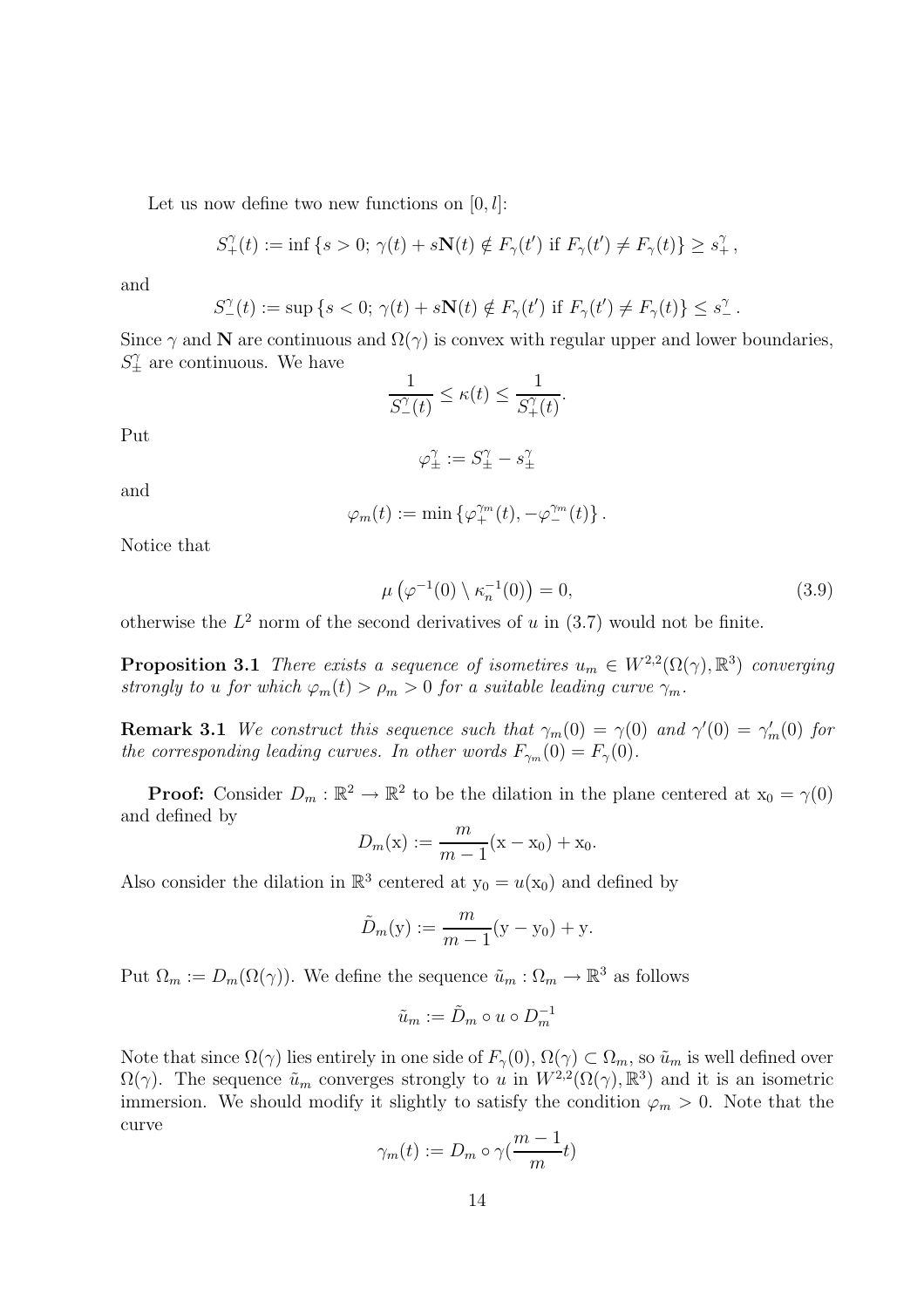Let us now define two new functions on $[0, l]$:

$$S_+^\gamma(t) := \inf \{s > 0;\ \gamma(t) + s\mathbf{N}(t) \notin F_\gamma(t') \text{ if } F_\gamma(t') \neq F_\gamma(t)\} \geq s_+^\gamma\,,$$

and

$$S_-^\gamma(t) := \sup \{s < 0;\ \gamma(t) + s\mathbf{N}(t) \notin F_\gamma(t') \text{ if } F_\gamma(t') \neq F_\gamma(t)\} \leq s_-^\gamma\,.$$

Since $\gamma$ and $\mathbf{N}$ are continuous and $\Omega(\gamma)$ is convex with regular upper and lower boundaries, $S_\pm^\gamma$ are continuous. We have

$$\frac{1}{S_-^\gamma(t)} \leq \kappa(t) \leq \frac{1}{S_+^\gamma(t)}.$$

Put

$$\varphi_\pm^\gamma := S_\pm^\gamma - s_\pm^\gamma$$

and

$$\varphi_m(t) := \min \{\varphi_+^{\gamma_m}(t), -\varphi_-^{\gamma_m}(t)\}\,.$$

Notice that

$$\mu \left(\varphi^{-1}(0) \setminus \kappa_n^{-1}(0)\right) = 0, \tag{3.9}$$

otherwise the $L^2$ norm of the second derivatives of $u$ in (3.7) would not be finite.

**Proposition 3.1** *There exists a sequence of isometires $u_m \in W^{2,2}(\Omega(\gamma), \mathbb{R}^3)$ converging strongly to $u$ for which $\varphi_m(t) > \rho_m > 0$ for a suitable leading curve $\gamma_m$.*

**Remark 3.1** *We construct this sequence such that $\gamma_m(0) = \gamma(0)$ and $\gamma'(0) = \gamma_m'(0)$ for the corresponding leading curves. In other words $F_{\gamma_m}(0) = F_\gamma(0)$.*

**Proof:** Consider $D_m : \mathbb{R}^2 \to \mathbb{R}^2$ to be the dilation in the plane centered at $\mathrm{x}_0 = \gamma(0)$ and defined by

$$D_m(\mathrm{x}) := \frac{m}{m-1}(\mathrm{x} - \mathrm{x}_0) + \mathrm{x}_0.$$

Also consider the dilation in $\mathbb{R}^3$ centered at $\mathrm{y}_0 = u(\mathrm{x}_0)$ and defined by

$$\tilde{D}_m(\mathrm{y}) := \frac{m}{m-1}(\mathrm{y} - \mathrm{y}_0) + \mathrm{y}.$$

Put $\Omega_m := D_m(\Omega(\gamma))$. We define the sequence $\tilde{u}_m : \Omega_m \to \mathbb{R}^3$ as follows

$$\tilde{u}_m := \tilde{D}_m \circ u \circ D_m^{-1}$$

Note that since $\Omega(\gamma)$ lies entirely in one side of $F_\gamma(0)$, $\Omega(\gamma) \subset \Omega_m$, so $\tilde{u}_m$ is well defined over $\Omega(\gamma)$. The sequence $\tilde{u}_m$ converges strongly to $u$ in $W^{2,2}(\Omega(\gamma), \mathbb{R}^3)$ and it is an isometric immersion. We should modify it slightly to satisfy the condition $\varphi_m > 0$. Note that the curve

$$\gamma_m(t) := D_m \circ \gamma(\frac{m-1}{m}t)$$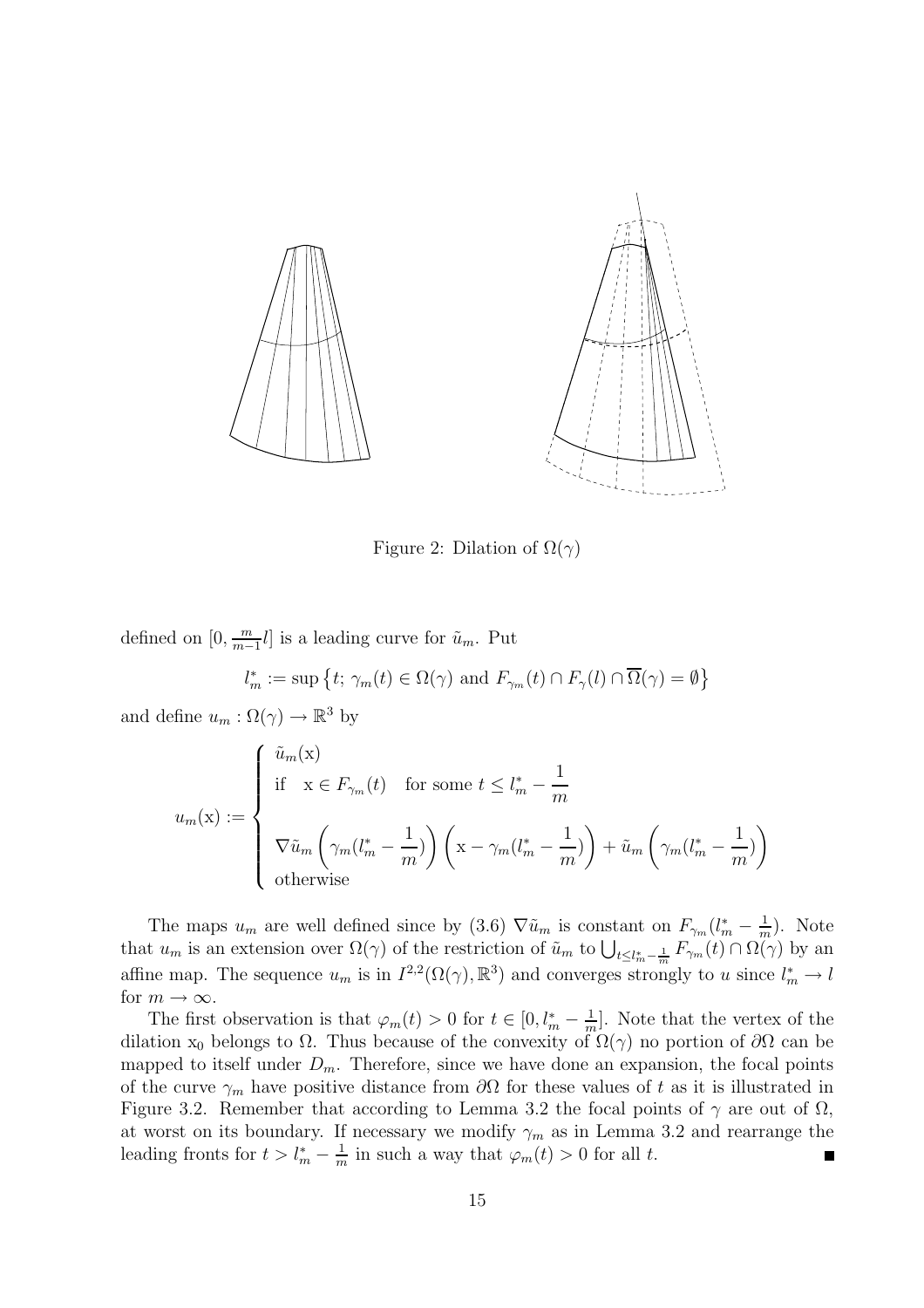Figure 2: Dilation of $\Omega(\gamma)$

defined on $[0, \frac{m}{m-1}l]$ is a leading curve for $\tilde{u}_m$. Put

$$l_m^* := \sup\left\{t;\ \gamma_m(t) \in \Omega(\gamma) \text{ and } F_{\gamma_m}(t) \cap F_\gamma(l) \cap \overline{\Omega}(\gamma) = \emptyset\right\}$$

and define $u_m : \Omega(\gamma) \to \mathbb{R}^3$ by

$$u_m(\mathrm{x}) := \begin{cases} \tilde{u}_m(\mathrm{x}) \\ \text{if} \quad \mathrm{x} \in F_{\gamma_m}(t) \quad \text{for some } t \leq l_m^* - \dfrac{1}{m} \\ \\ \nabla \tilde{u}_m\left(\gamma_m(l_m^* - \dfrac{1}{m})\right)\left(\mathrm{x} - \gamma_m(l_m^* - \dfrac{1}{m})\right) + \tilde{u}_m\left(\gamma_m(l_m^* - \dfrac{1}{m})\right) \\ \text{otherwise} \end{cases}$$

The maps $u_m$ are well defined since by (3.6) $\nabla \tilde{u}_m$ is constant on $F_{\gamma_m}(l_m^* - \frac{1}{m})$. Note that $u_m$ is an extension over $\Omega(\gamma)$ of the restriction of $\tilde{u}_m$ to $\bigcup_{t \leq l_m^* - \frac{1}{m}} F_{\gamma_m}(t) \cap \Omega(\gamma)$ by an affine map. The sequence $u_m$ is in $I^{2,2}(\Omega(\gamma), \mathbb{R}^3)$ and converges strongly to $u$ since $l_m^* \to l$ for $m \to \infty$.

The first observation is that $\varphi_m(t) > 0$ for $t \in [0, l_m^* - \frac{1}{m}]$. Note that the vertex of the dilation $\mathrm{x}_0$ belongs to $\Omega$. Thus because of the convexity of $\Omega(\gamma)$ no portion of $\partial\Omega$ can be mapped to itself under $D_m$. Therefore, since we have done an expansion, the focal points of the curve $\gamma_m$ have positive distance from $\partial\Omega$ for these values of $t$ as it is illustrated in Figure 3.2. Remember that according to Lemma 3.2 the focal points of $\gamma$ are out of $\Omega$, at worst on its boundary. If necessary we modify $\gamma_m$ as in Lemma 3.2 and rearrange the leading fronts for $t > l_m^* - \frac{1}{m}$ in such a way that $\varphi_m(t) > 0$ for all $t$. ∎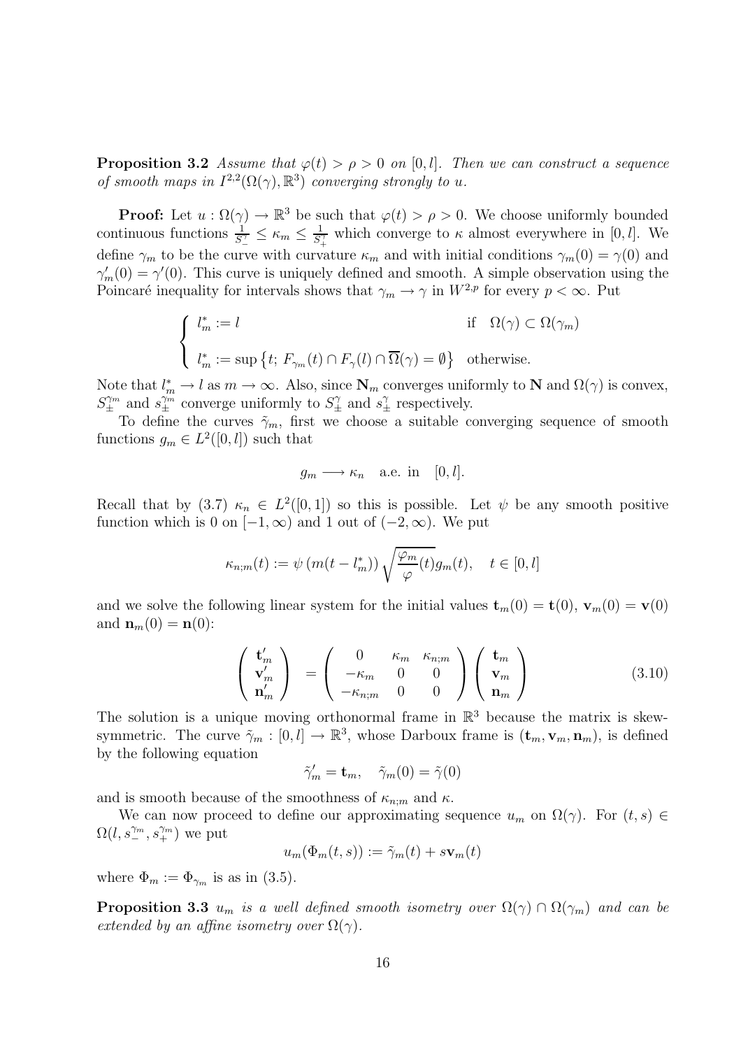**Proposition 3.2** *Assume that $\varphi(t) > \rho > 0$ on $[0,l]$. Then we can construct a sequence of smooth maps in $I^{2,2}(\Omega(\gamma),\mathbb{R}^3)$ converging strongly to $u$.*

**Proof:** Let $u : \Omega(\gamma) \to \mathbb{R}^3$ be such that $\varphi(t) > \rho > 0$. We choose uniformly bounded continuous functions $\frac{1}{S_-^\gamma} \le \kappa_m \le \frac{1}{S_+^\gamma}$ which converge to $\kappa$ almost everywhere in $[0,l]$. We define $\gamma_m$ to be the curve with curvature $\kappa_m$ and with initial conditions $\gamma_m(0) = \gamma(0)$ and $\gamma_m'(0) = \gamma'(0)$. This curve is uniquely defined and smooth. A simple observation using the Poincaré inequality for intervals shows that $\gamma_m \to \gamma$ in $W^{2,p}$ for every $p < \infty$. Put

$$
\begin{cases}
l_m^* := l & \text{if} \quad \Omega(\gamma) \subset \Omega(\gamma_m) \\[2mm]
l_m^* := \sup\left\{t;\ F_{\gamma_m}(t) \cap F_\gamma(l) \cap \overline{\Omega}(\gamma) = \emptyset\right\} & \text{otherwise.}
\end{cases}
$$

Note that $l_m^* \to l$ as $m \to \infty$. Also, since $\mathbf{N}_m$ converges uniformly to $\mathbf{N}$ and $\Omega(\gamma)$ is convex, $S_\pm^{\gamma_m}$ and $s_\pm^{\gamma_m}$ converge uniformly to $S_\pm^\gamma$ and $s_\pm^\gamma$ respectively.

To define the curves $\tilde{\gamma}_m$, first we choose a suitable converging sequence of smooth functions $g_m \in L^2([0,l])$ such that

$$
g_m \longrightarrow \kappa_n \quad \text{a.e. in} \quad [0,l].
$$

Recall that by (3.7) $\kappa_n \in L^2([0,1])$ so this is possible. Let $\psi$ be any smooth positive function which is 0 on $[-1,\infty)$ and 1 out of $(-2,\infty)$. We put

$$
\kappa_{n;m}(t) := \psi\left(m(t - l_m^*)\right)\sqrt{\frac{\varphi_m}{\varphi}(t)}\,g_m(t), \quad t \in [0,l]
$$

and we solve the following linear system for the initial values $\mathbf{t}_m(0) = \mathbf{t}(0)$, $\mathbf{v}_m(0) = \mathbf{v}(0)$ and $\mathbf{n}_m(0) = \mathbf{n}(0)$:

$$
\begin{pmatrix} \mathbf{t}_m' \\ \mathbf{v}_m' \\ \mathbf{n}_m' \end{pmatrix} = \begin{pmatrix} 0 & \kappa_m & \kappa_{n;m} \\ -\kappa_m & 0 & 0 \\ -\kappa_{n;m} & 0 & 0 \end{pmatrix} \begin{pmatrix} \mathbf{t}_m \\ \mathbf{v}_m \\ \mathbf{n}_m \end{pmatrix} \tag{3.10}
$$

The solution is a unique moving orthonormal frame in $\mathbb{R}^3$ because the matrix is skew-symmetric. The curve $\tilde{\gamma}_m : [0,l] \to \mathbb{R}^3$, whose Darboux frame is $(\mathbf{t}_m, \mathbf{v}_m, \mathbf{n}_m)$, is defined by the following equation

$$
\tilde{\gamma}_m' = \mathbf{t}_m, \quad \tilde{\gamma}_m(0) = \tilde{\gamma}(0)
$$

and is smooth because of the smoothness of $\kappa_{n;m}$ and $\kappa$.

We can now proceed to define our approximating sequence $u_m$ on $\Omega(\gamma)$. For $(t,s) \in \Omega(l, s_-^{\gamma_m}, s_+^{\gamma_m})$ we put

$$
u_m(\Phi_m(t,s)) := \tilde{\gamma}_m(t) + s\mathbf{v}_m(t)
$$

where $\Phi_m := \Phi_{\gamma_m}$ is as in (3.5).

**Proposition 3.3** *$u_m$ is a well defined smooth isometry over $\Omega(\gamma) \cap \Omega(\gamma_m)$ and can be extended by an affine isometry over $\Omega(\gamma)$.*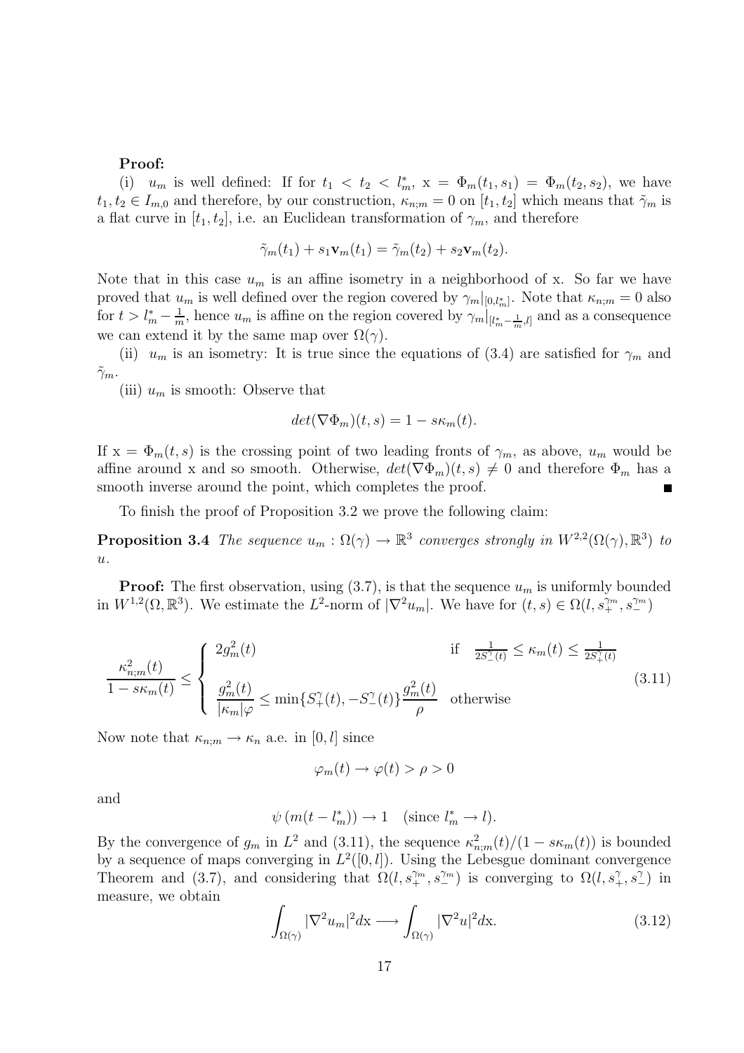**Proof:**

(i) $u_m$ is well defined: If for $t_1 < t_2 < l^*_m$, $\mathrm{x} = \Phi_m(t_1, s_1) = \Phi_m(t_2, s_2)$, we have $t_1, t_2 \in I_{m,0}$ and therefore, by our construction, $\kappa_{n;m} = 0$ on $[t_1, t_2]$ which means that $\tilde{\gamma}_m$ is a flat curve in $[t_1, t_2]$, i.e. an Euclidean transformation of $\gamma_m$, and therefore

$$\tilde{\gamma}_m(t_1) + s_1 \mathbf{v}_m(t_1) = \tilde{\gamma}_m(t_2) + s_2 \mathbf{v}_m(t_2).$$

Note that in this case $u_m$ is an affine isometry in a neighborhood of x. So far we have proved that $u_m$ is well defined over the region covered by $\gamma_m|_{[0,l^*_m]}$. Note that $\kappa_{n;m} = 0$ also for $t > l^*_m - \frac{1}{m}$, hence $u_m$ is affine on the region covered by $\gamma_m|_{[l^*_m - \frac{1}{m}, l]}$ and as a consequence we can extend it by the same map over $\Omega(\gamma)$.

(ii) $u_m$ is an isometry: It is true since the equations of (3.4) are satisfied for $\gamma_m$ and $\tilde{\gamma}_m$.

(iii) $u_m$ is smooth: Observe that

$$det(\nabla \Phi_m)(t, s) = 1 - s\kappa_m(t).$$

If $\mathrm{x} = \Phi_m(t, s)$ is the crossing point of two leading fronts of $\gamma_m$, as above, $u_m$ would be affine around x and so smooth. Otherwise, $det(\nabla \Phi_m)(t, s) \neq 0$ and therefore $\Phi_m$ has a smooth inverse around the point, which completes the proof. ∎

To finish the proof of Proposition 3.2 we prove the following claim:

**Proposition 3.4** *The sequence $u_m : \Omega(\gamma) \to \mathbb{R}^3$ converges strongly in $W^{2,2}(\Omega(\gamma), \mathbb{R}^3)$ to $u$.*

**Proof:** The first observation, using (3.7), is that the sequence $u_m$ is uniformly bounded in $W^{1,2}(\Omega, \mathbb{R}^3)$. We estimate the $L^2$-norm of $|\nabla^2 u_m|$. We have for $(t, s) \in \Omega(l, s^{\gamma_m}_+, s^{\gamma_m}_-)$

$$\frac{\kappa^2_{n;m}(t)}{1 - s\kappa_m(t)} \leq \begin{cases} 2g^2_m(t) & \text{if} \quad \frac{1}{2S^{\gamma}_-(t)} \leq \kappa_m(t) \leq \frac{1}{2S^{\gamma}_+(t)} \\[2ex] \dfrac{g^2_m(t)}{|\kappa_m|\varphi} \leq \min\{S^{\gamma}_+(t), -S^{\gamma}_-(t)\} \dfrac{g^2_m(t)}{\rho} & \text{otherwise} \end{cases} \tag{3.11}$$

Now note that $\kappa_{n;m} \to \kappa_n$ a.e. in $[0, l]$ since

$$\varphi_m(t) \to \varphi(t) > \rho > 0$$

and

$$\psi\left(m(t - l^*_m)\right) \to 1 \quad (\text{since } l^*_m \to l).$$

By the convergence of $g_m$ in $L^2$ and (3.11), the sequence $\kappa^2_{n;m}(t)/(1 - s\kappa_m(t))$ is bounded by a sequence of maps converging in $L^2([0, l])$. Using the Lebesgue dominant convergence Theorem and (3.7), and considering that $\Omega(l, s^{\gamma_m}_+, s^{\gamma_m}_-)$ is converging to $\Omega(l, s^{\gamma}_+, s^{\gamma}_-)$ in measure, we obtain

$$\int_{\Omega(\gamma)} |\nabla^2 u_m|^2 d\mathrm{x} \longrightarrow \int_{\Omega(\gamma)} |\nabla^2 u|^2 d\mathrm{x}. \tag{3.12}$$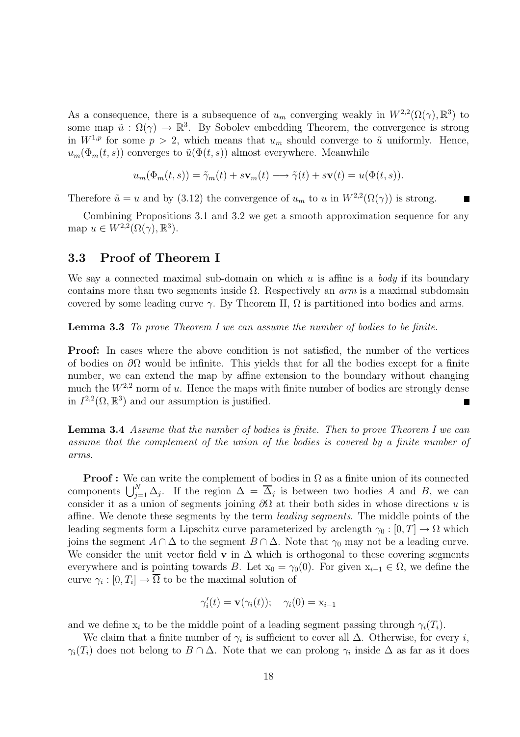As a consequence, there is a subsequence of $u_m$ converging weakly in $W^{2,2}(\Omega(\gamma), \mathbb{R}^3)$ to some map $\tilde{u} : \Omega(\gamma) \to \mathbb{R}^3$. By Sobolev embedding Theorem, the convergence is strong in $W^{1,p}$ for some $p > 2$, which means that $u_m$ should converge to $\tilde{u}$ uniformly. Hence, $u_m(\Phi_m(t,s))$ converges to $\tilde{u}(\Phi(t,s))$ almost everywhere. Meanwhile

$$u_m(\Phi_m(t,s)) = \tilde{\gamma}_m(t) + s\mathbf{v}_m(t) \longrightarrow \tilde{\gamma}(t) + s\mathbf{v}(t) = u(\Phi(t,s)).$$

Therefore $\tilde{u} = u$ and by (3.12) the convergence of $u_m$ to $u$ in $W^{2,2}(\Omega(\gamma))$ is strong. ∎

Combining Propositions 3.1 and 3.2 we get a smooth approximation sequence for any map $u \in W^{2,2}(\Omega(\gamma), \mathbb{R}^3)$.

### 3.3 Proof of Theorem I

We say a connected maximal sub-domain on which $u$ is affine is a *body* if its boundary contains more than two segments inside $\Omega$. Respectively an *arm* is a maximal subdomain covered by some leading curve $\gamma$. By Theorem II, $\Omega$ is partitioned into bodies and arms.

**Lemma 3.3** *To prove Theorem I we can assume the number of bodies to be finite.*

**Proof:** In cases where the above condition is not satisfied, the number of the vertices of bodies on $\partial\Omega$ would be infinite. This yields that for all the bodies except for a finite number, we can extend the map by affine extension to the boundary without changing much the $W^{2,2}$ norm of $u$. Hence the maps with finite number of bodies are strongly dense in $I^{2,2}(\Omega, \mathbb{R}^3)$ and our assumption is justified. ∎

**Lemma 3.4** *Assume that the number of bodies is finite. Then to prove Theorem I we can assume that the complement of the union of the bodies is covered by a finite number of arms.*

**Proof :** We can write the complement of bodies in $\Omega$ as a finite union of its connected components $\bigcup_{j=1}^{N} \Delta_j$. If the region $\Delta = \overline{\Delta}_j$ is between two bodies $A$ and $B$, we can consider it as a union of segments joining $\partial\Omega$ at their both sides in whose directions $u$ is affine. We denote these segments by the term *leading segments*. The middle points of the leading segments form a Lipschitz curve parameterized by arclength $\gamma_0 : [0,T] \to \Omega$ which joins the segment $A \cap \Delta$ to the segment $B \cap \Delta$. Note that $\gamma_0$ may not be a leading curve. We consider the unit vector field $\mathbf{v}$ in $\Delta$ which is orthogonal to these covering segments everywhere and is pointing towards $B$. Let $\mathrm{x}_0 = \gamma_0(0)$. For given $\mathrm{x}_{i-1} \in \Omega$, we define the curve $\gamma_i : [0, T_i] \to \overline{\Omega}$ to be the maximal solution of

$$\gamma_i'(t) = \mathbf{v}(\gamma_i(t)); \quad \gamma_i(0) = \mathrm{x}_{i-1}$$

and we define $\mathrm{x}_i$ to be the middle point of a leading segment passing through $\gamma_i(T_i)$.

We claim that a finite number of $\gamma_i$ is sufficient to cover all $\Delta$. Otherwise, for every $i$, $\gamma_i(T_i)$ does not belong to $B \cap \Delta$. Note that we can prolong $\gamma_i$ inside $\Delta$ as far as it does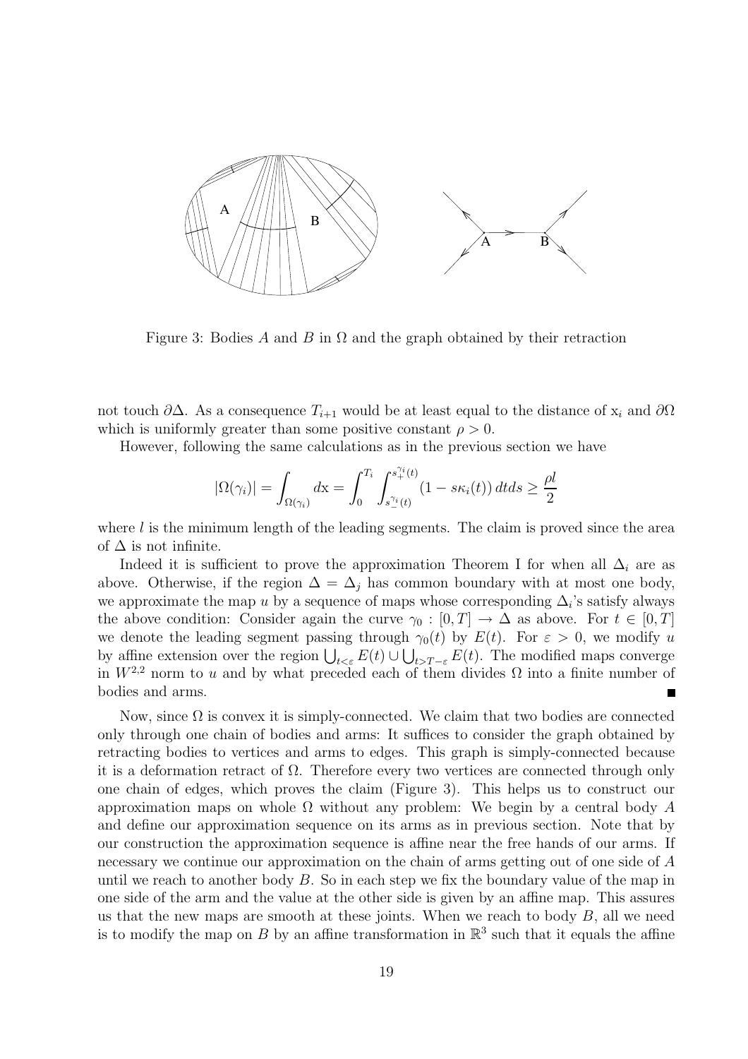Figure 3: Bodies $A$ and $B$ in $\Omega$ and the graph obtained by their retraction

not touch $\partial\Delta$. As a consequence $T_{i+1}$ would be at least equal to the distance of $\mathrm{x}_i$ and $\partial\Omega$ which is uniformly greater than some positive constant $\rho > 0$.

However, following the same calculations as in the previous section we have

$$|\Omega(\gamma_i)| = \int_{\Omega(\gamma_i)} d\mathrm{x} = \int_0^{T_i} \int_{s_-^{\gamma_i}(t)}^{s_+^{\gamma_i}(t)} (1 - s\kappa_i(t))\, dtds \geq \frac{\rho l}{2}$$

where $l$ is the minimum length of the leading segments. The claim is proved since the area of $\Delta$ is not infinite.

Indeed it is sufficient to prove the approximation Theorem I for when all $\Delta_i$ are as above. Otherwise, if the region $\Delta = \Delta_j$ has common boundary with at most one body, we approximate the map $u$ by a sequence of maps whose corresponding $\Delta_i$'s satisfy always the above condition: Consider again the curve $\gamma_0 : [0, T] \to \Delta$ as above. For $t \in [0, T]$ we denote the leading segment passing through $\gamma_0(t)$ by $E(t)$. For $\varepsilon > 0$, we modify $u$ by affine extension over the region $\bigcup_{t<\varepsilon} E(t) \cup \bigcup_{t>T-\varepsilon} E(t)$. The modified maps converge in $W^{2,2}$ norm to $u$ and by what preceded each of them divides $\Omega$ into a finite number of bodies and arms. ■

Now, since $\Omega$ is convex it is simply-connected. We claim that two bodies are connected only through one chain of bodies and arms: It suffices to consider the graph obtained by retracting bodies to vertices and arms to edges. This graph is simply-connected because it is a deformation retract of $\Omega$. Therefore every two vertices are connected through only one chain of edges, which proves the claim (Figure 3). This helps us to construct our approximation maps on whole $\Omega$ without any problem: We begin by a central body $A$ and define our approximation sequence on its arms as in previous section. Note that by our construction the approximation sequence is affine near the free hands of our arms. If necessary we continue our approximation on the chain of arms getting out of one side of $A$ until we reach to another body $B$. So in each step we fix the boundary value of the map in one side of the arm and the value at the other side is given by an affine map. This assures us that the new maps are smooth at these joints. When we reach to body $B$, all we need is to modify the map on $B$ by an affine transformation in $\mathbb{R}^3$ such that it equals the affine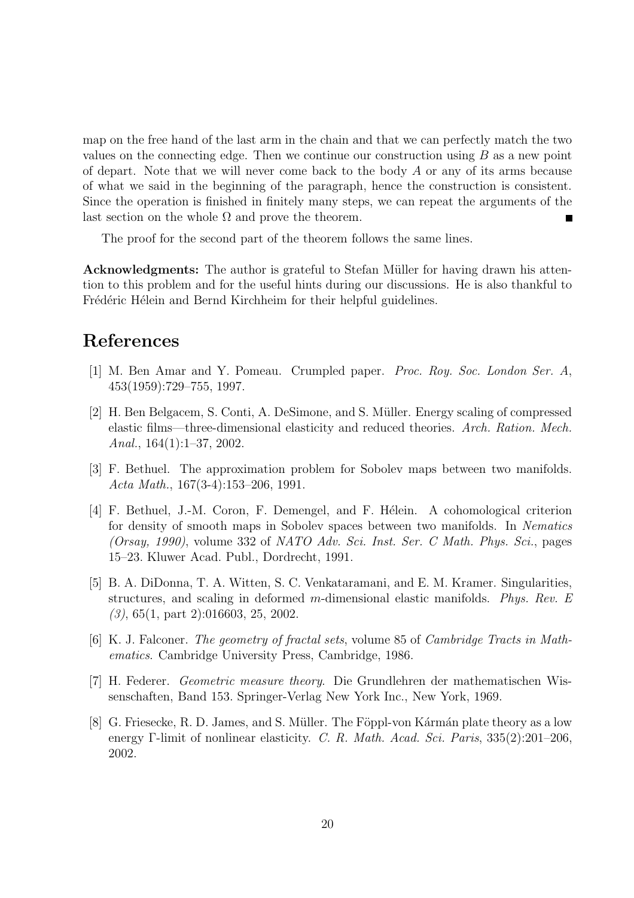map on the free hand of the last arm in the chain and that we can perfectly match the two values on the connecting edge. Then we continue our construction using $B$ as a new point of depart. Note that we will never come back to the body $A$ or any of its arms because of what we said in the beginning of the paragraph, hence the construction is consistent. Since the operation is finished in finitely many steps, we can repeat the arguments of the last section on the whole $\Omega$ and prove the theorem. ∎

The proof for the second part of the theorem follows the same lines.

**Acknowledgments:** The author is grateful to Stefan Müller for having drawn his attention to this problem and for the useful hints during our discussions. He is also thankful to Frédéric Hélein and Bernd Kirchheim for their helpful guidelines.

# References

[1] M. Ben Amar and Y. Pomeau. Crumpled paper. *Proc. Roy. Soc. London Ser. A*, 453(1959):729–755, 1997.

[2] H. Ben Belgacem, S. Conti, A. DeSimone, and S. Müller. Energy scaling of compressed elastic films—three-dimensional elasticity and reduced theories. *Arch. Ration. Mech. Anal.*, 164(1):1–37, 2002.

[3] F. Bethuel. The approximation problem for Sobolev maps between two manifolds. *Acta Math.*, 167(3-4):153–206, 1991.

[4] F. Bethuel, J.-M. Coron, F. Demengel, and F. Hélein. A cohomological criterion for density of smooth maps in Sobolev spaces between two manifolds. In *Nematics (Orsay, 1990)*, volume 332 of *NATO Adv. Sci. Inst. Ser. C Math. Phys. Sci.*, pages 15–23. Kluwer Acad. Publ., Dordrecht, 1991.

[5] B. A. DiDonna, T. A. Witten, S. C. Venkataramani, and E. M. Kramer. Singularities, structures, and scaling in deformed $m$-dimensional elastic manifolds. *Phys. Rev. E (3)*, 65(1, part 2):016603, 25, 2002.

[6] K. J. Falconer. *The geometry of fractal sets*, volume 85 of *Cambridge Tracts in Mathematics*. Cambridge University Press, Cambridge, 1986.

[7] H. Federer. *Geometric measure theory*. Die Grundlehren der mathematischen Wissenschaften, Band 153. Springer-Verlag New York Inc., New York, 1969.

[8] G. Friesecke, R. D. James, and S. Müller. The Föppl-von Kármán plate theory as a low energy Γ-limit of nonlinear elasticity. *C. R. Math. Acad. Sci. Paris*, 335(2):201–206, 2002.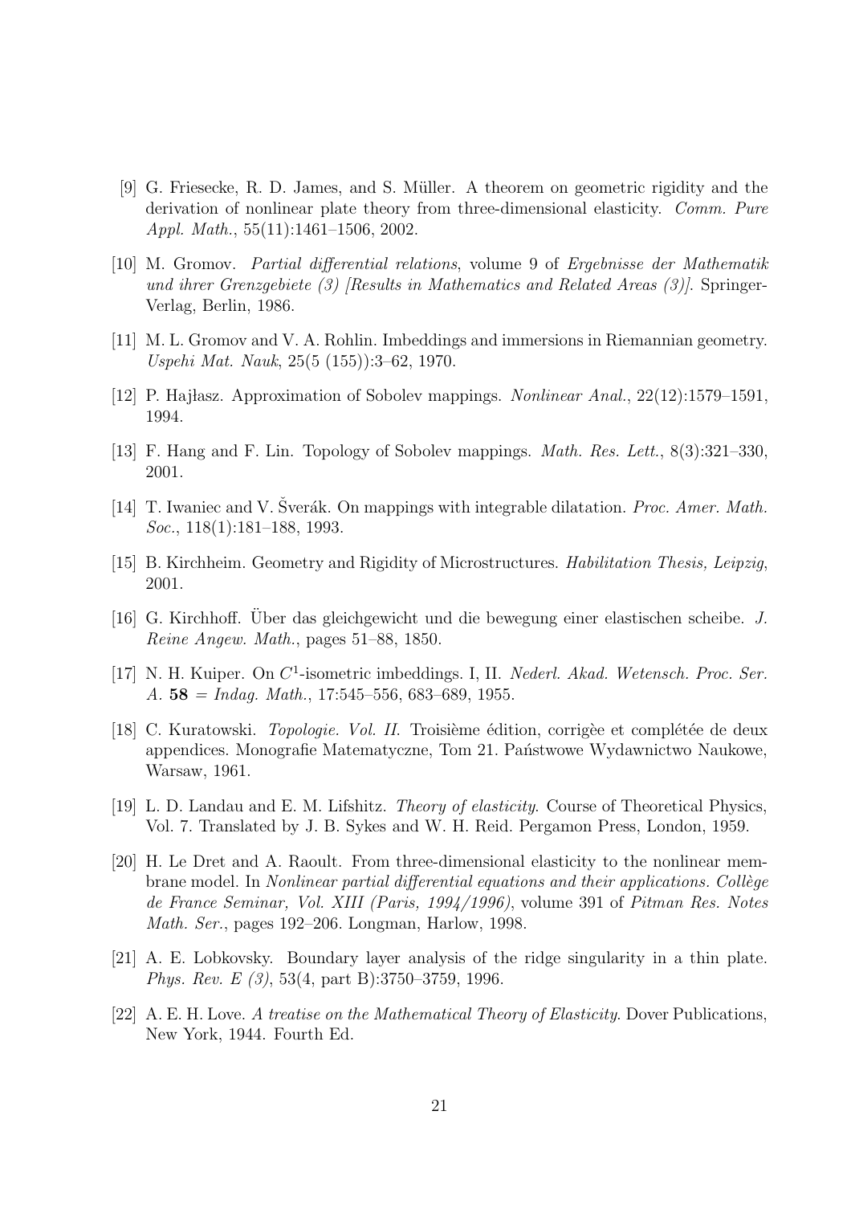[9] G. Friesecke, R. D. James, and S. Müller. A theorem on geometric rigidity and the derivation of nonlinear plate theory from three-dimensional elasticity. *Comm. Pure Appl. Math.*, 55(11):1461–1506, 2002.

[10] M. Gromov. *Partial differential relations*, volume 9 of *Ergebnisse der Mathematik und ihrer Grenzgebiete (3) [Results in Mathematics and Related Areas (3)]*. Springer-Verlag, Berlin, 1986.

[11] M. L. Gromov and V. A. Rohlin. Imbeddings and immersions in Riemannian geometry. *Uspehi Mat. Nauk*, 25(5 (155)):3–62, 1970.

[12] P. Hajłasz. Approximation of Sobolev mappings. *Nonlinear Anal.*, 22(12):1579–1591, 1994.

[13] F. Hang and F. Lin. Topology of Sobolev mappings. *Math. Res. Lett.*, 8(3):321–330, 2001.

[14] T. Iwaniec and V. Šverák. On mappings with integrable dilatation. *Proc. Amer. Math. Soc.*, 118(1):181–188, 1993.

[15] B. Kirchheim. Geometry and Rigidity of Microstructures. *Habilitation Thesis, Leipzig*, 2001.

[16] G. Kirchhoff. Über das gleichgewicht und die bewegung einer elastischen scheibe. *J. Reine Angew. Math.*, pages 51–88, 1850.

[17] N. H. Kuiper. On $C^1$-isometric imbeddings. I, II. *Nederl. Akad. Wetensch. Proc. Ser. A.* **58** = *Indag. Math.*, 17:545–556, 683–689, 1955.

[18] C. Kuratowski. *Topologie. Vol. II.* Troisième édition, corrigèe et complétée de deux appendices. Monografie Matematyczne, Tom 21. Państwowe Wydawnictwo Naukowe, Warsaw, 1961.

[19] L. D. Landau and E. M. Lifshitz. *Theory of elasticity*. Course of Theoretical Physics, Vol. 7. Translated by J. B. Sykes and W. H. Reid. Pergamon Press, London, 1959.

[20] H. Le Dret and A. Raoult. From three-dimensional elasticity to the nonlinear membrane model. In *Nonlinear partial differential equations and their applications. Collège de France Seminar, Vol. XIII (Paris, 1994/1996)*, volume 391 of *Pitman Res. Notes Math. Ser.*, pages 192–206. Longman, Harlow, 1998.

[21] A. E. Lobkovsky. Boundary layer analysis of the ridge singularity in a thin plate. *Phys. Rev. E (3)*, 53(4, part B):3750–3759, 1996.

[22] A. E. H. Love. *A treatise on the Mathematical Theory of Elasticity*. Dover Publications, New York, 1944. Fourth Ed.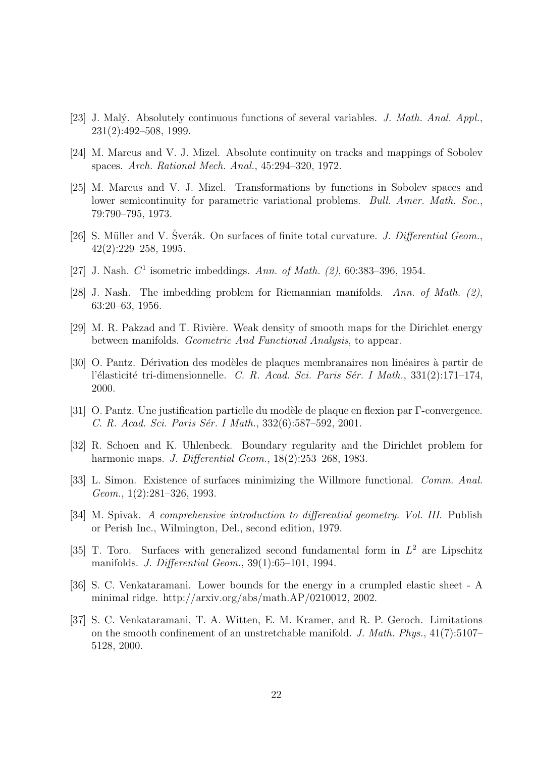[23] J. Malý. Absolutely continuous functions of several variables. *J. Math. Anal. Appl.*, 231(2):492–508, 1999.

[24] M. Marcus and V. J. Mizel. Absolute continuity on tracks and mappings of Sobolev spaces. *Arch. Rational Mech. Anal.*, 45:294–320, 1972.

[25] M. Marcus and V. J. Mizel. Transformations by functions in Sobolev spaces and lower semicontinuity for parametric variational problems. *Bull. Amer. Math. Soc.*, 79:790–795, 1973.

[26] S. Müller and V. Šverák. On surfaces of finite total curvature. *J. Differential Geom.*, 42(2):229–258, 1995.

[27] J. Nash. $C^1$ isometric imbeddings. *Ann. of Math. (2)*, 60:383–396, 1954.

[28] J. Nash. The imbedding problem for Riemannian manifolds. *Ann. of Math. (2)*, 63:20–63, 1956.

[29] M. R. Pakzad and T. Rivière. Weak density of smooth maps for the Dirichlet energy between manifolds. *Geometric And Functional Analysis*, to appear.

[30] O. Pantz. Dérivation des modèles de plaques membranaires non linéaires à partir de l'élasticité tri-dimensionnelle. *C. R. Acad. Sci. Paris Sér. I Math.*, 331(2):171–174, 2000.

[31] O. Pantz. Une justification partielle du modèle de plaque en flexion par Γ-convergence. *C. R. Acad. Sci. Paris Sér. I Math.*, 332(6):587–592, 2001.

[32] R. Schoen and K. Uhlenbeck. Boundary regularity and the Dirichlet problem for harmonic maps. *J. Differential Geom.*, 18(2):253–268, 1983.

[33] L. Simon. Existence of surfaces minimizing the Willmore functional. *Comm. Anal. Geom.*, 1(2):281–326, 1993.

[34] M. Spivak. *A comprehensive introduction to differential geometry. Vol. III.* Publish or Perish Inc., Wilmington, Del., second edition, 1979.

[35] T. Toro. Surfaces with generalized second fundamental form in $L^2$ are Lipschitz manifolds. *J. Differential Geom.*, 39(1):65–101, 1994.

[36] S. C. Venkataramani. Lower bounds for the energy in a crumpled elastic sheet - A minimal ridge. http://arxiv.org/abs/math.AP/0210012, 2002.

[37] S. C. Venkataramani, T. A. Witten, E. M. Kramer, and R. P. Geroch. Limitations on the smooth confinement of an unstretchable manifold. *J. Math. Phys.*, 41(7):5107–5128, 2000.